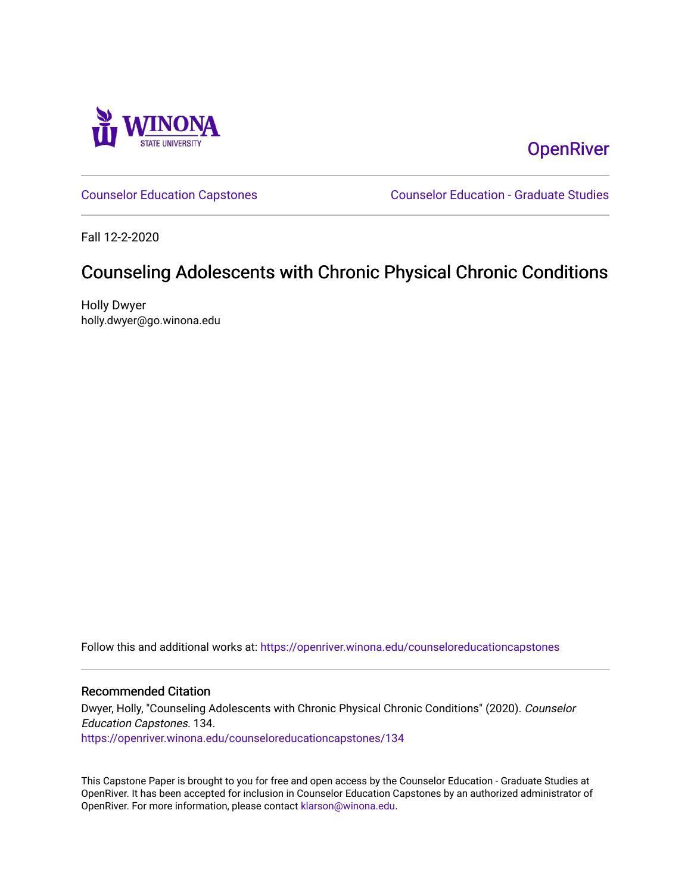WINONA STATE UNIVERSITY

OpenRiver

Counselor Education Capstones | Counselor Education - Graduate Studies

Fall 12-2-2020

# Counseling Adolescents with Chronic Physical Chronic Conditions

Holly Dwyer
holly.dwyer@go.winona.edu

Follow this and additional works at: https://openriver.winona.edu/counseloreducationcapstones

## Recommended Citation

Dwyer, Holly, "Counseling Adolescents with Chronic Physical Chronic Conditions" (2020). *Counselor Education Capstones*. 134.
https://openriver.winona.edu/counseloreducationcapstones/134

This Capstone Paper is brought to you for free and open access by the Counselor Education - Graduate Studies at OpenRiver. It has been accepted for inclusion in Counselor Education Capstones by an authorized administrator of OpenRiver. For more information, please contact klarson@winona.edu.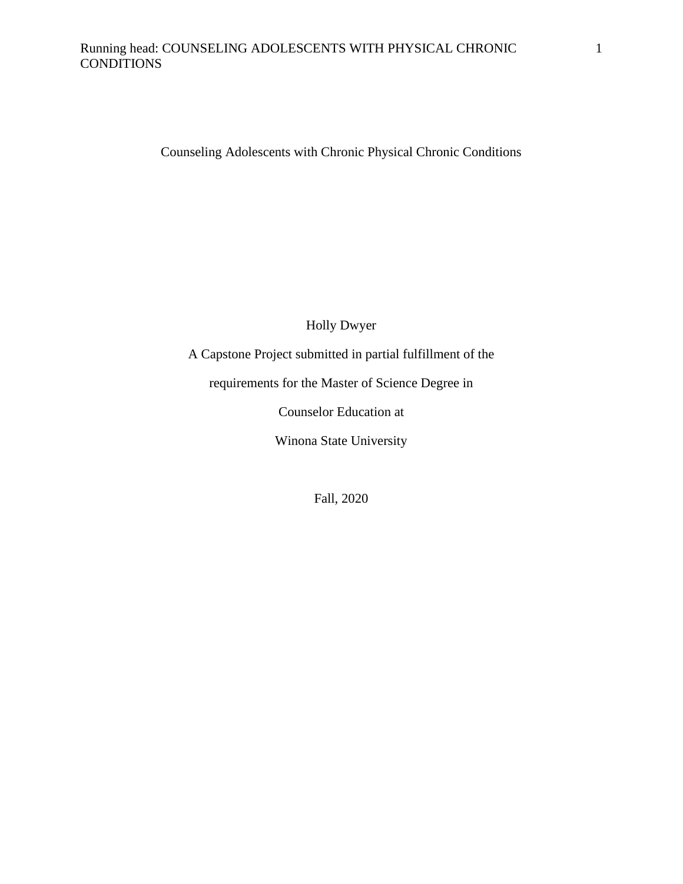# Counseling Adolescents with Chronic Physical Chronic Conditions

Holly Dwyer

A Capstone Project submitted in partial fulfillment of the

requirements for the Master of Science Degree in

Counselor Education at

Winona State University

Fall, 2020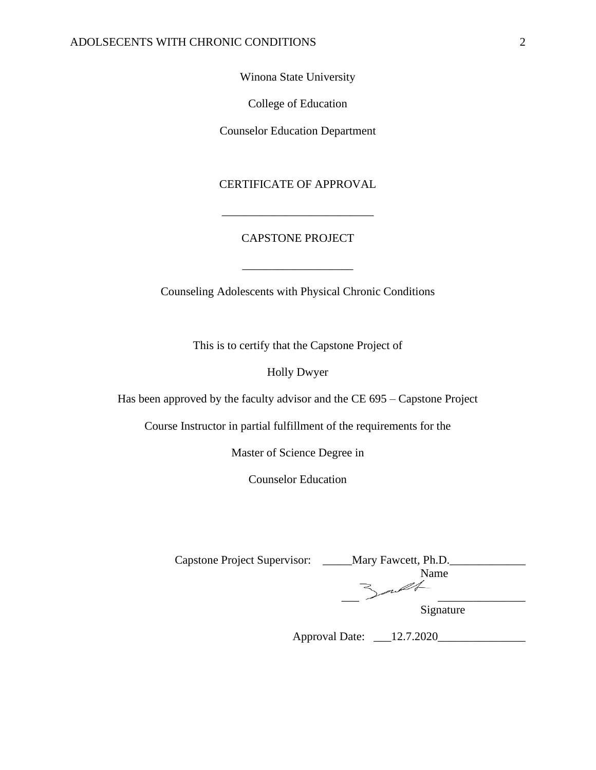Winona State University

College of Education

Counselor Education Department

CERTIFICATE OF APPROVAL

\_\_\_\_\_\_\_\_\_\_\_\_\_\_\_\_\_\_\_\_\_\_\_\_\_\_

CAPSTONE PROJECT

\_\_\_\_\_\_\_\_\_\_\_\_\_\_\_\_\_\_\_

Counseling Adolescents with Physical Chronic Conditions

This is to certify that the Capstone Project of

Holly Dwyer

Has been approved by the faculty advisor and the CE 695 – Capstone Project

Course Instructor in partial fulfillment of the requirements for the

Master of Science Degree in

Counselor Education

Capstone Project Supervisor: \_\_\_\_\_Mary Fawcett, Ph.D.\_\_\_\_\_\_\_\_\_\_\_\_\_
Name

\_\_\_ \_\_\_\_\_\_\_\_\_\_\_\_\_\_
Signature

Approval Date: \_\_\_12.7.2020\_\_\_\_\_\_\_\_\_\_\_\_\_\_\_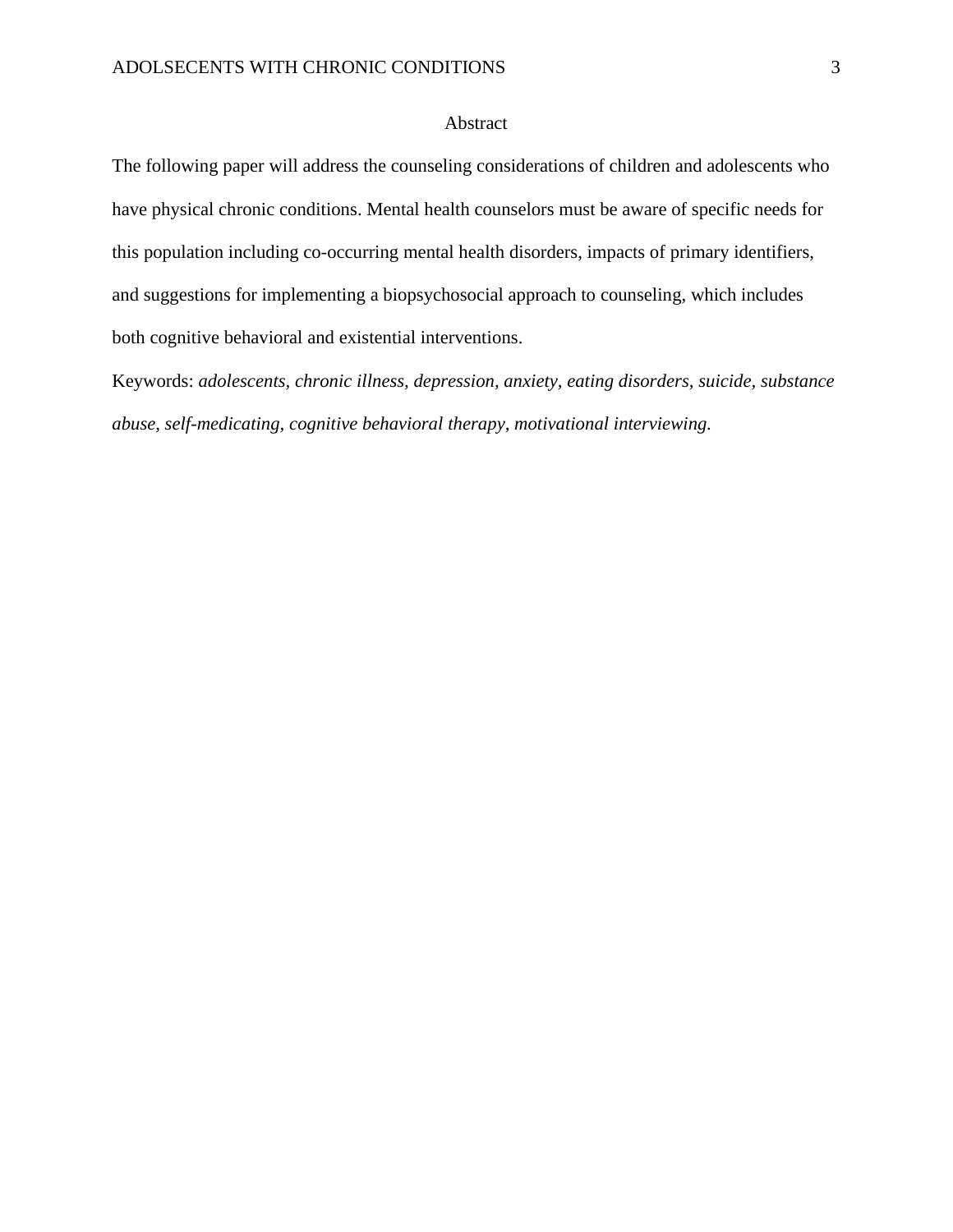# Abstract

The following paper will address the counseling considerations of children and adolescents who have physical chronic conditions. Mental health counselors must be aware of specific needs for this population including co-occurring mental health disorders, impacts of primary identifiers, and suggestions for implementing a biopsychosocial approach to counseling, which includes both cognitive behavioral and existential interventions.

Keywords: *adolescents, chronic illness, depression, anxiety, eating disorders, suicide, substance abuse, self-medicating, cognitive behavioral therapy, motivational interviewing.*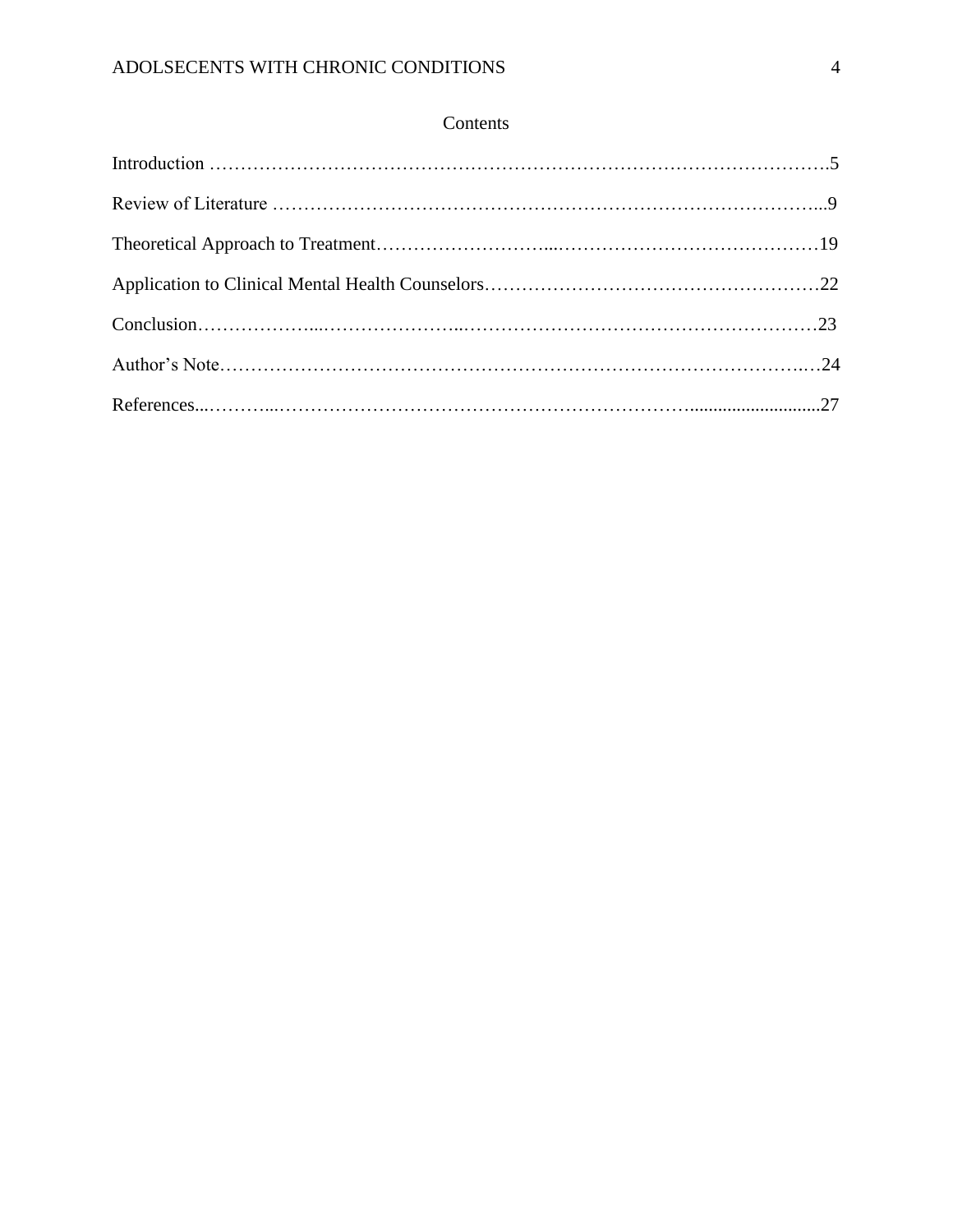# Contents

Introduction ……………………………………………………………………………………….5

Review of Literature ……………………………………………………………………………...9

Theoretical Approach to Treatment………………………...……………………………………19

Application to Clinical Mental Health Counselors………………………………………………22

Conclusion………………...…………………...…………………………………………………23

Author's Note…………………………………………………………………………………….24

References...………...……………………………………………………………........................27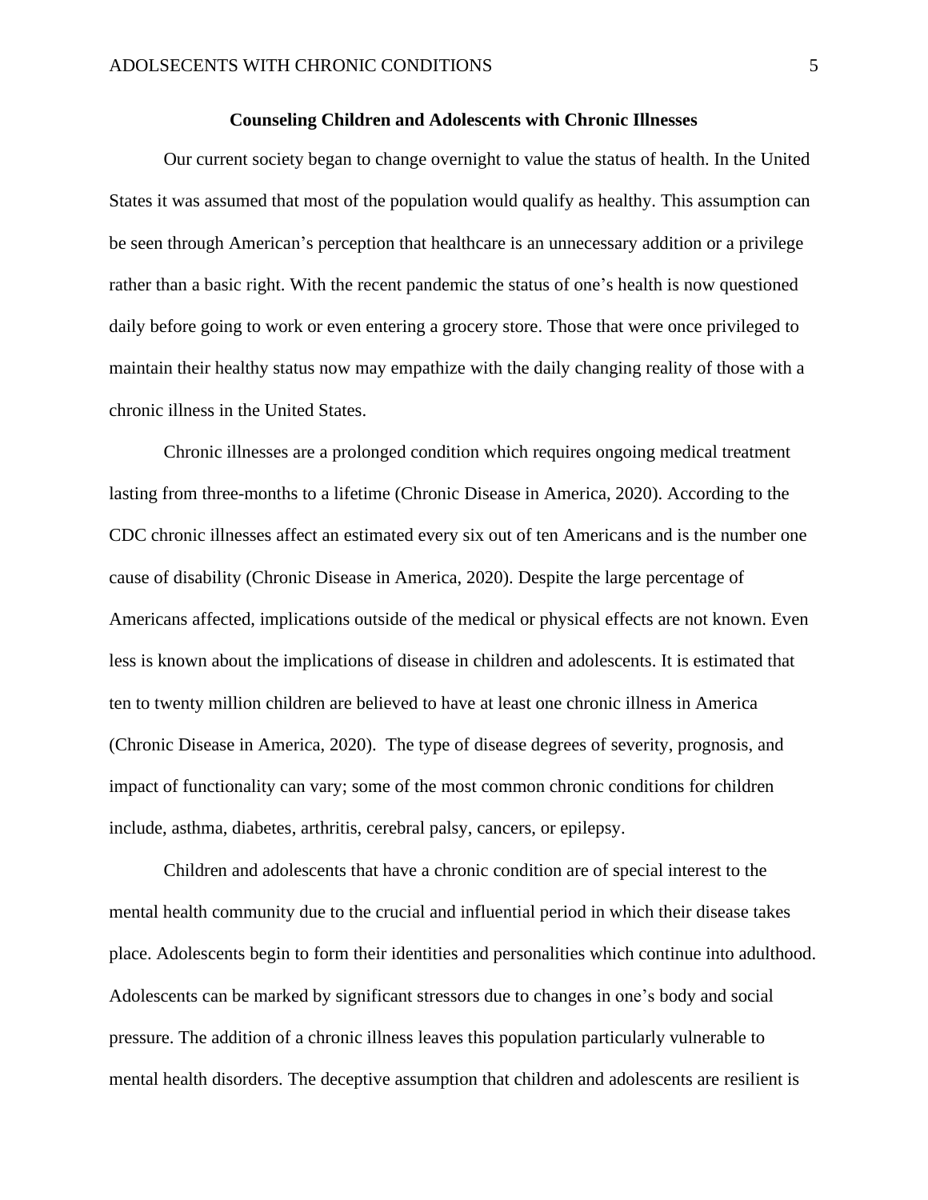**Counseling Children and Adolescents with Chronic Illnesses**

Our current society began to change overnight to value the status of health. In the United States it was assumed that most of the population would qualify as healthy. This assumption can be seen through American's perception that healthcare is an unnecessary addition or a privilege rather than a basic right. With the recent pandemic the status of one's health is now questioned daily before going to work or even entering a grocery store. Those that were once privileged to maintain their healthy status now may empathize with the daily changing reality of those with a chronic illness in the United States.

Chronic illnesses are a prolonged condition which requires ongoing medical treatment lasting from three-months to a lifetime (Chronic Disease in America, 2020). According to the CDC chronic illnesses affect an estimated every six out of ten Americans and is the number one cause of disability (Chronic Disease in America, 2020). Despite the large percentage of Americans affected, implications outside of the medical or physical effects are not known. Even less is known about the implications of disease in children and adolescents. It is estimated that ten to twenty million children are believed to have at least one chronic illness in America (Chronic Disease in America, 2020). The type of disease degrees of severity, prognosis, and impact of functionality can vary; some of the most common chronic conditions for children include, asthma, diabetes, arthritis, cerebral palsy, cancers, or epilepsy.

Children and adolescents that have a chronic condition are of special interest to the mental health community due to the crucial and influential period in which their disease takes place. Adolescents begin to form their identities and personalities which continue into adulthood. Adolescents can be marked by significant stressors due to changes in one's body and social pressure. The addition of a chronic illness leaves this population particularly vulnerable to mental health disorders. The deceptive assumption that children and adolescents are resilient is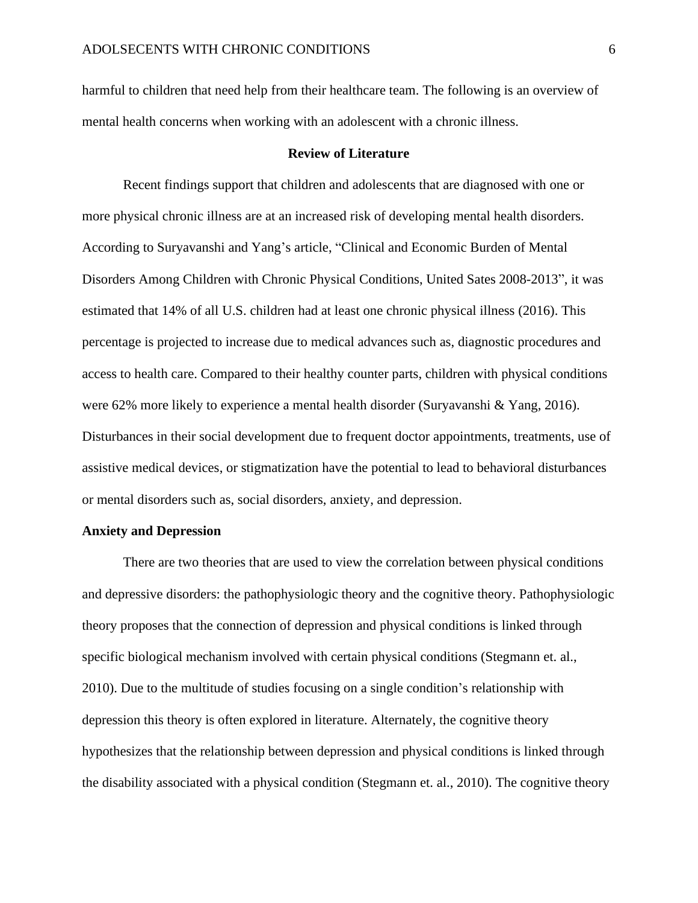harmful to children that need help from their healthcare team. The following is an overview of mental health concerns when working with an adolescent with a chronic illness.

## Review of Literature

Recent findings support that children and adolescents that are diagnosed with one or more physical chronic illness are at an increased risk of developing mental health disorders. According to Suryavanshi and Yang's article, "Clinical and Economic Burden of Mental Disorders Among Children with Chronic Physical Conditions, United Sates 2008-2013", it was estimated that 14% of all U.S. children had at least one chronic physical illness (2016). This percentage is projected to increase due to medical advances such as, diagnostic procedures and access to health care. Compared to their healthy counter parts, children with physical conditions were 62% more likely to experience a mental health disorder (Suryavanshi & Yang, 2016). Disturbances in their social development due to frequent doctor appointments, treatments, use of assistive medical devices, or stigmatization have the potential to lead to behavioral disturbances or mental disorders such as, social disorders, anxiety, and depression.

### Anxiety and Depression

There are two theories that are used to view the correlation between physical conditions and depressive disorders: the pathophysiologic theory and the cognitive theory. Pathophysiologic theory proposes that the connection of depression and physical conditions is linked through specific biological mechanism involved with certain physical conditions (Stegmann et. al., 2010). Due to the multitude of studies focusing on a single condition's relationship with depression this theory is often explored in literature. Alternately, the cognitive theory hypothesizes that the relationship between depression and physical conditions is linked through the disability associated with a physical condition (Stegmann et. al., 2010). The cognitive theory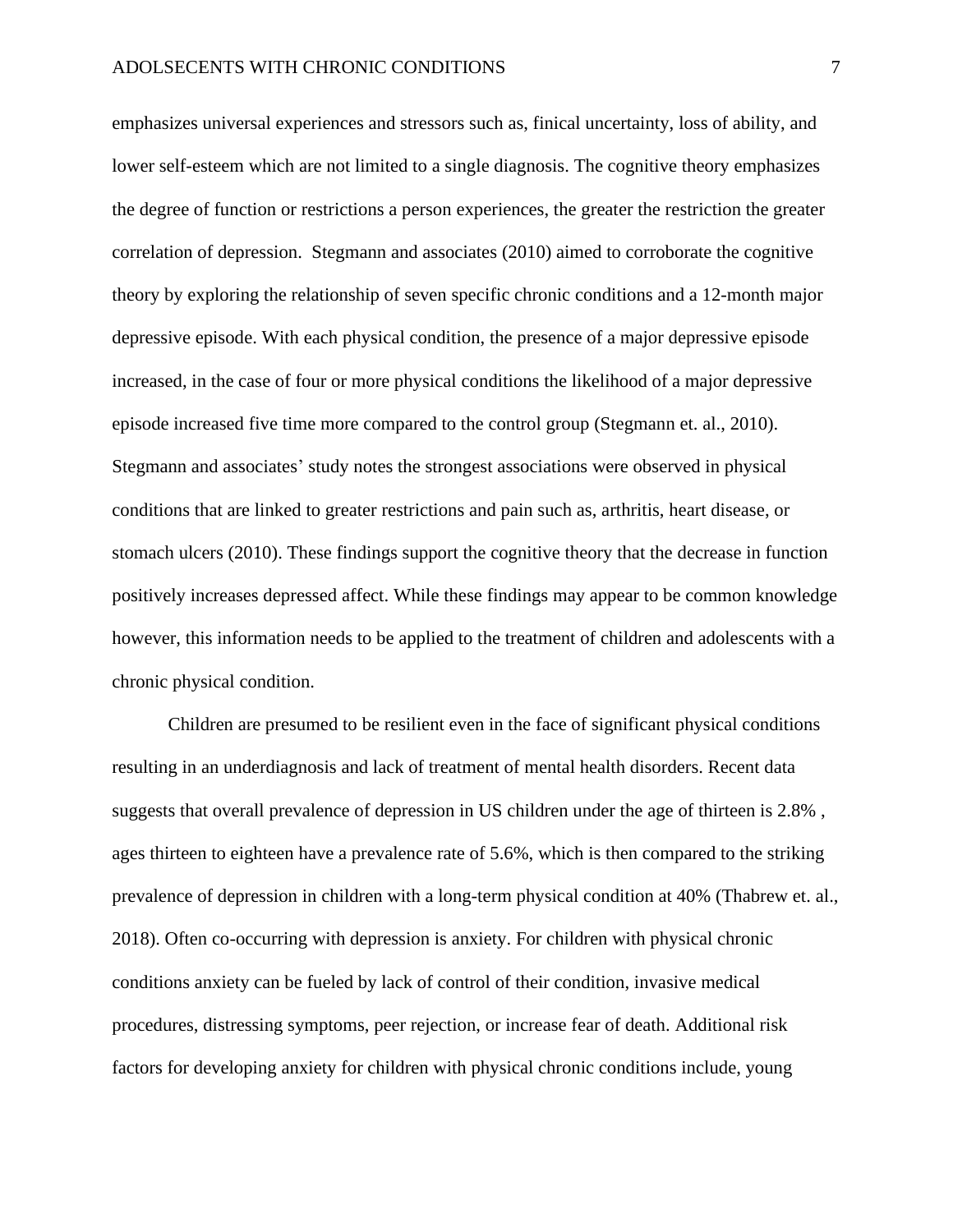emphasizes universal experiences and stressors such as, finical uncertainty, loss of ability, and lower self-esteem which are not limited to a single diagnosis. The cognitive theory emphasizes the degree of function or restrictions a person experiences, the greater the restriction the greater correlation of depression.  Stegmann and associates (2010) aimed to corroborate the cognitive theory by exploring the relationship of seven specific chronic conditions and a 12-month major depressive episode. With each physical condition, the presence of a major depressive episode increased, in the case of four or more physical conditions the likelihood of a major depressive episode increased five time more compared to the control group (Stegmann et. al., 2010). Stegmann and associates' study notes the strongest associations were observed in physical conditions that are linked to greater restrictions and pain such as, arthritis, heart disease, or stomach ulcers (2010). These findings support the cognitive theory that the decrease in function positively increases depressed affect. While these findings may appear to be common knowledge however, this information needs to be applied to the treatment of children and adolescents with a chronic physical condition.

Children are presumed to be resilient even in the face of significant physical conditions resulting in an underdiagnosis and lack of treatment of mental health disorders. Recent data suggests that overall prevalence of depression in US children under the age of thirteen is 2.8% , ages thirteen to eighteen have a prevalence rate of 5.6%, which is then compared to the striking prevalence of depression in children with a long-term physical condition at 40% (Thabrew et. al., 2018). Often co-occurring with depression is anxiety. For children with physical chronic conditions anxiety can be fueled by lack of control of their condition, invasive medical procedures, distressing symptoms, peer rejection, or increase fear of death. Additional risk factors for developing anxiety for children with physical chronic conditions include, young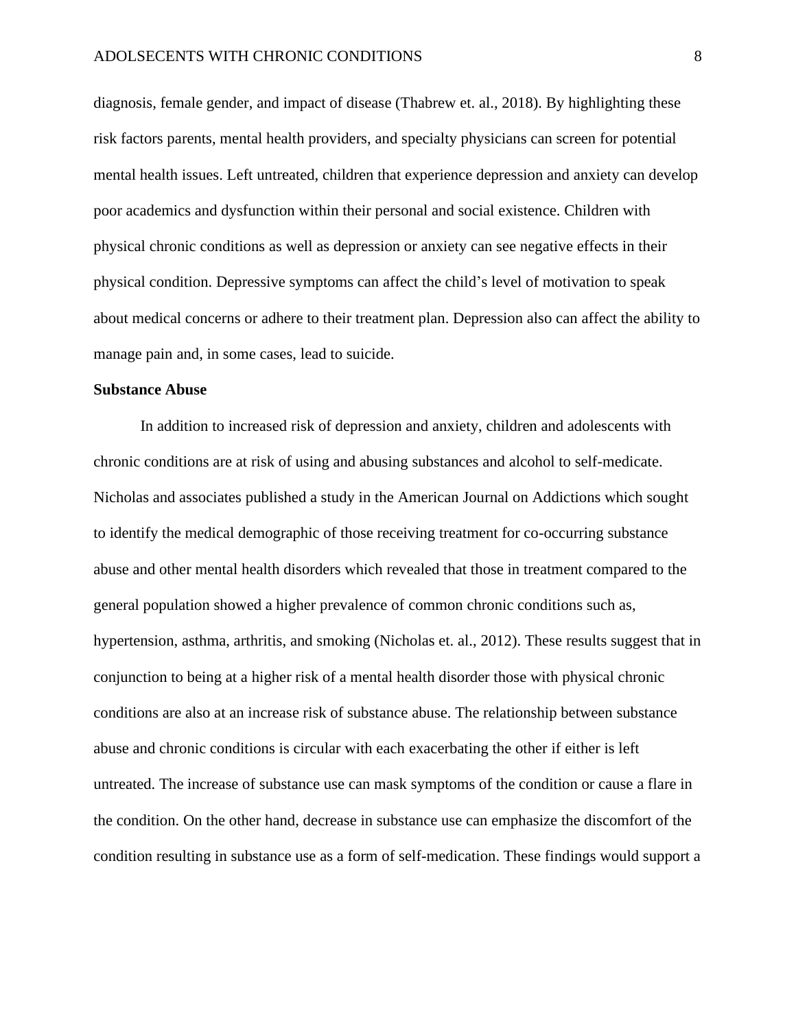diagnosis, female gender, and impact of disease (Thabrew et. al., 2018). By highlighting these risk factors parents, mental health providers, and specialty physicians can screen for potential mental health issues. Left untreated, children that experience depression and anxiety can develop poor academics and dysfunction within their personal and social existence. Children with physical chronic conditions as well as depression or anxiety can see negative effects in their physical condition. Depressive symptoms can affect the child's level of motivation to speak about medical concerns or adhere to their treatment plan. Depression also can affect the ability to manage pain and, in some cases, lead to suicide.

**Substance Abuse**

In addition to increased risk of depression and anxiety, children and adolescents with chronic conditions are at risk of using and abusing substances and alcohol to self-medicate. Nicholas and associates published a study in the American Journal on Addictions which sought to identify the medical demographic of those receiving treatment for co-occurring substance abuse and other mental health disorders which revealed that those in treatment compared to the general population showed a higher prevalence of common chronic conditions such as, hypertension, asthma, arthritis, and smoking (Nicholas et. al., 2012). These results suggest that in conjunction to being at a higher risk of a mental health disorder those with physical chronic conditions are also at an increase risk of substance abuse. The relationship between substance abuse and chronic conditions is circular with each exacerbating the other if either is left untreated. The increase of substance use can mask symptoms of the condition or cause a flare in the condition. On the other hand, decrease in substance use can emphasize the discomfort of the condition resulting in substance use as a form of self-medication. These findings would support a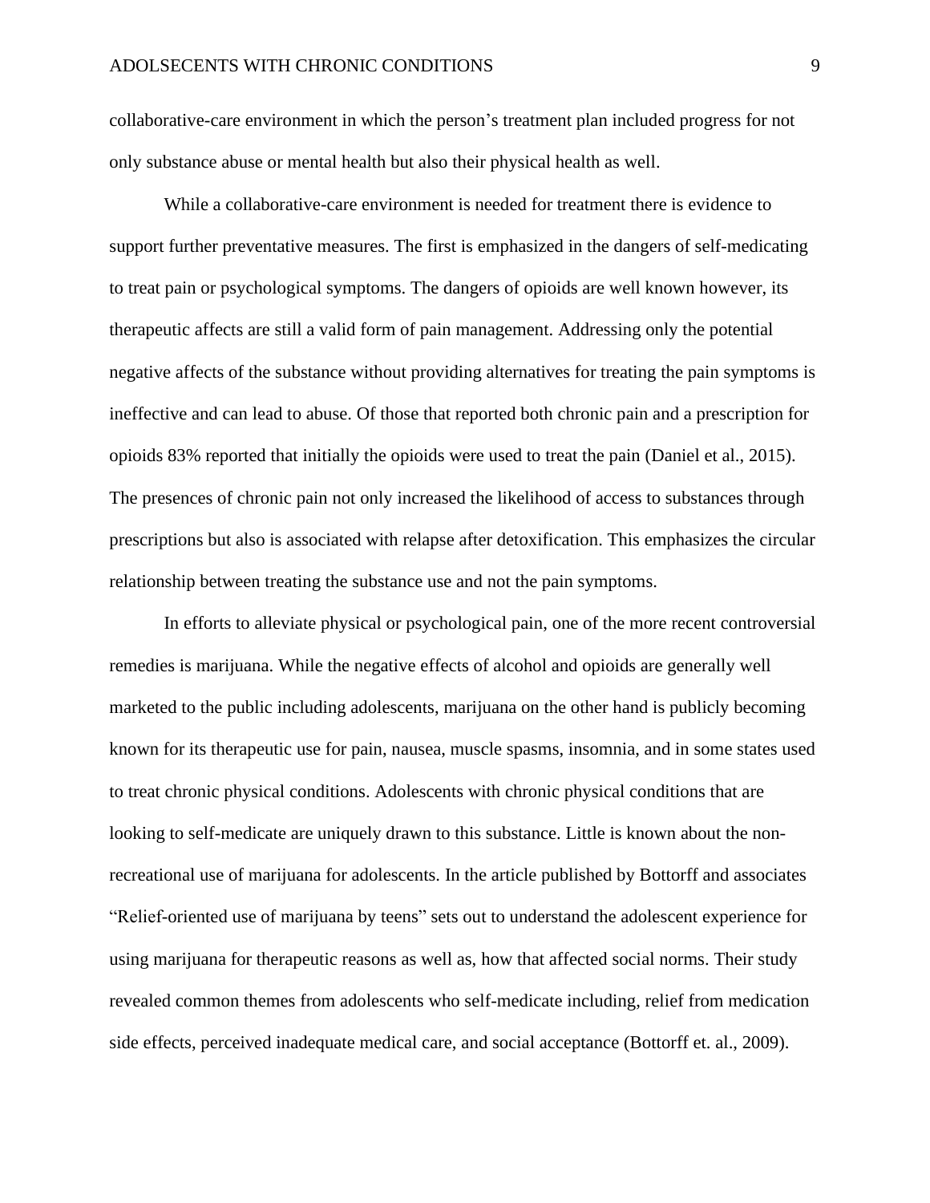collaborative-care environment in which the person's treatment plan included progress for not only substance abuse or mental health but also their physical health as well.

While a collaborative-care environment is needed for treatment there is evidence to support further preventative measures. The first is emphasized in the dangers of self-medicating to treat pain or psychological symptoms. The dangers of opioids are well known however, its therapeutic affects are still a valid form of pain management. Addressing only the potential negative affects of the substance without providing alternatives for treating the pain symptoms is ineffective and can lead to abuse. Of those that reported both chronic pain and a prescription for opioids 83% reported that initially the opioids were used to treat the pain (Daniel et al., 2015). The presences of chronic pain not only increased the likelihood of access to substances through prescriptions but also is associated with relapse after detoxification. This emphasizes the circular relationship between treating the substance use and not the pain symptoms.

In efforts to alleviate physical or psychological pain, one of the more recent controversial remedies is marijuana. While the negative effects of alcohol and opioids are generally well marketed to the public including adolescents, marijuana on the other hand is publicly becoming known for its therapeutic use for pain, nausea, muscle spasms, insomnia, and in some states used to treat chronic physical conditions. Adolescents with chronic physical conditions that are looking to self-medicate are uniquely drawn to this substance. Little is known about the non-recreational use of marijuana for adolescents. In the article published by Bottorff and associates "Relief-oriented use of marijuana by teens" sets out to understand the adolescent experience for using marijuana for therapeutic reasons as well as, how that affected social norms. Their study revealed common themes from adolescents who self-medicate including, relief from medication side effects, perceived inadequate medical care, and social acceptance (Bottorff et. al., 2009).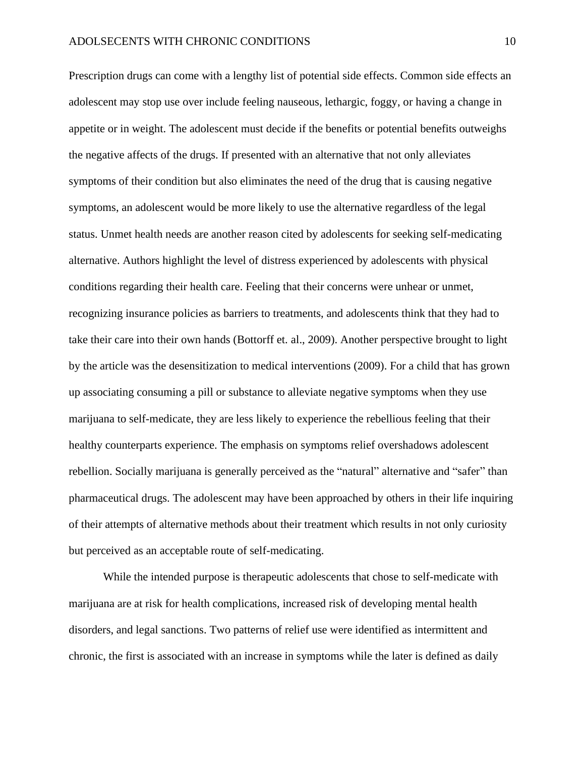Prescription drugs can come with a lengthy list of potential side effects. Common side effects an adolescent may stop use over include feeling nauseous, lethargic, foggy, or having a change in appetite or in weight. The adolescent must decide if the benefits or potential benefits outweighs the negative affects of the drugs. If presented with an alternative that not only alleviates symptoms of their condition but also eliminates the need of the drug that is causing negative symptoms, an adolescent would be more likely to use the alternative regardless of the legal status. Unmet health needs are another reason cited by adolescents for seeking self-medicating alternative. Authors highlight the level of distress experienced by adolescents with physical conditions regarding their health care. Feeling that their concerns were unhear or unmet, recognizing insurance policies as barriers to treatments, and adolescents think that they had to take their care into their own hands (Bottorff et. al., 2009). Another perspective brought to light by the article was the desensitization to medical interventions (2009). For a child that has grown up associating consuming a pill or substance to alleviate negative symptoms when they use marijuana to self-medicate, they are less likely to experience the rebellious feeling that their healthy counterparts experience. The emphasis on symptoms relief overshadows adolescent rebellion. Socially marijuana is generally perceived as the "natural" alternative and "safer" than pharmaceutical drugs. The adolescent may have been approached by others in their life inquiring of their attempts of alternative methods about their treatment which results in not only curiosity but perceived as an acceptable route of self-medicating.

While the intended purpose is therapeutic adolescents that chose to self-medicate with marijuana are at risk for health complications, increased risk of developing mental health disorders, and legal sanctions. Two patterns of relief use were identified as intermittent and chronic, the first is associated with an increase in symptoms while the later is defined as daily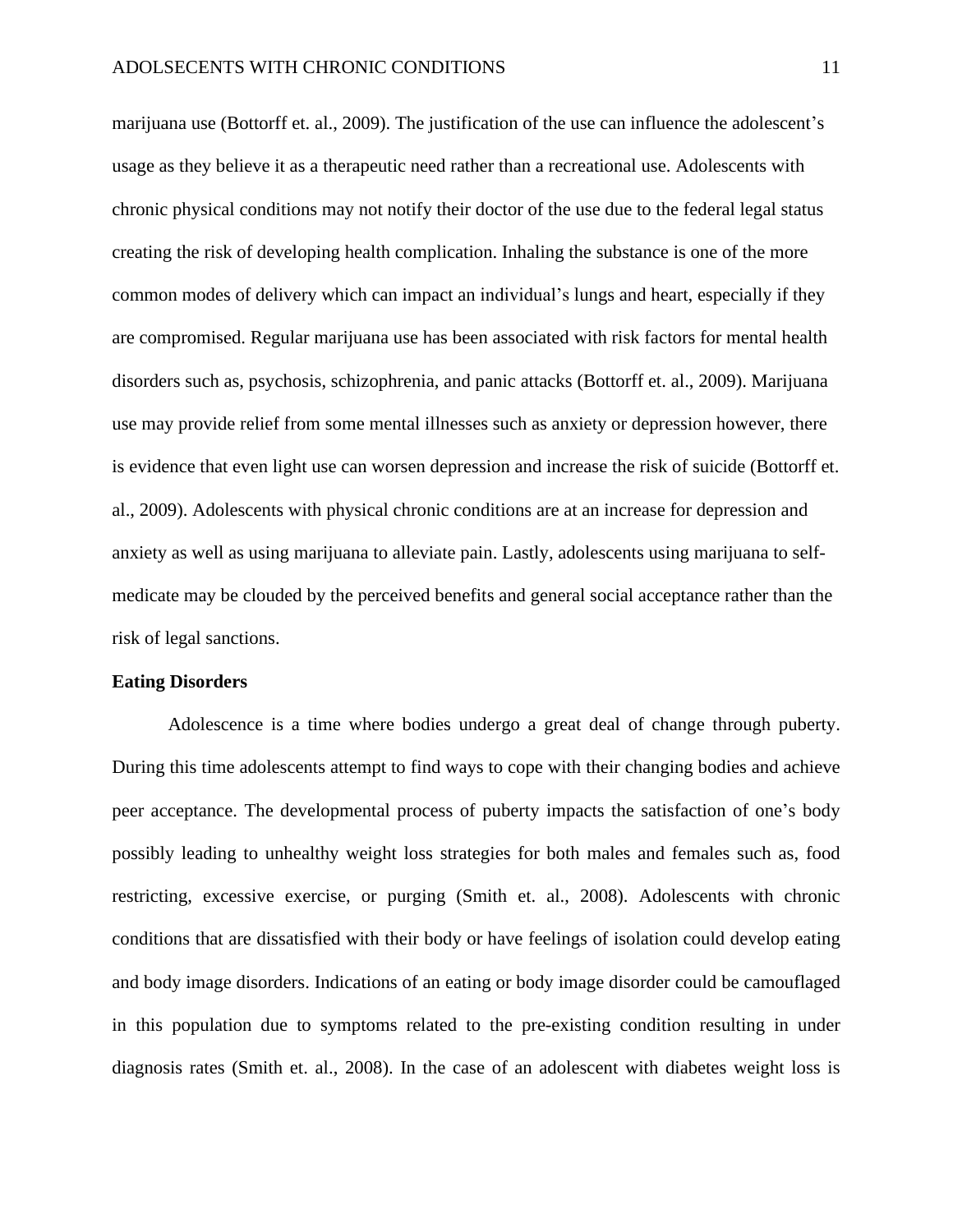marijuana use (Bottorff et. al., 2009). The justification of the use can influence the adolescent's usage as they believe it as a therapeutic need rather than a recreational use. Adolescents with chronic physical conditions may not notify their doctor of the use due to the federal legal status creating the risk of developing health complication. Inhaling the substance is one of the more common modes of delivery which can impact an individual's lungs and heart, especially if they are compromised. Regular marijuana use has been associated with risk factors for mental health disorders such as, psychosis, schizophrenia, and panic attacks (Bottorff et. al., 2009). Marijuana use may provide relief from some mental illnesses such as anxiety or depression however, there is evidence that even light use can worsen depression and increase the risk of suicide (Bottorff et. al., 2009). Adolescents with physical chronic conditions are at an increase for depression and anxiety as well as using marijuana to alleviate pain. Lastly, adolescents using marijuana to self-medicate may be clouded by the perceived benefits and general social acceptance rather than the risk of legal sanctions.

**Eating Disorders**

Adolescence is a time where bodies undergo a great deal of change through puberty. During this time adolescents attempt to find ways to cope with their changing bodies and achieve peer acceptance. The developmental process of puberty impacts the satisfaction of one's body possibly leading to unhealthy weight loss strategies for both males and females such as, food restricting, excessive exercise, or purging (Smith et. al., 2008). Adolescents with chronic conditions that are dissatisfied with their body or have feelings of isolation could develop eating and body image disorders. Indications of an eating or body image disorder could be camouflaged in this population due to symptoms related to the pre-existing condition resulting in under diagnosis rates (Smith et. al., 2008). In the case of an adolescent with diabetes weight loss is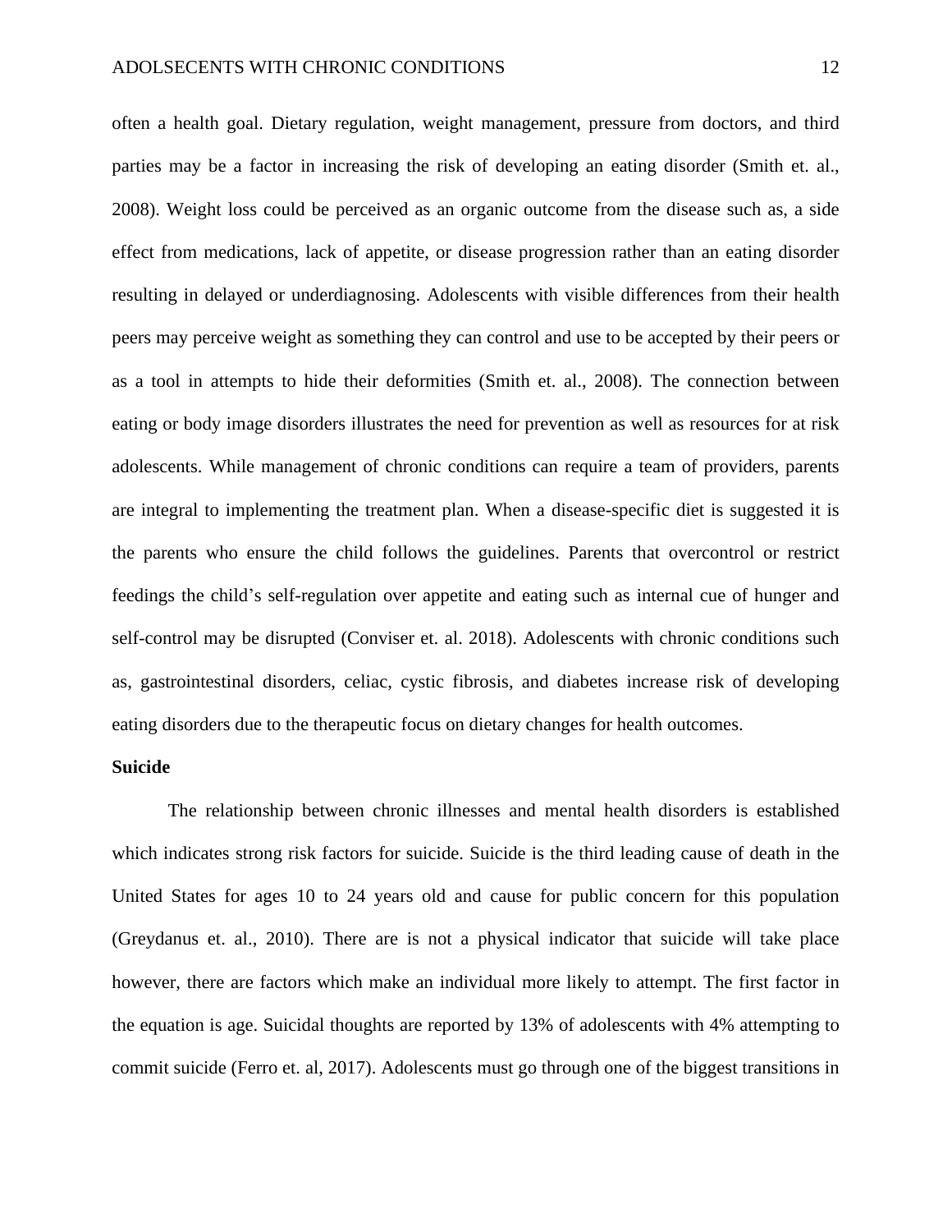often a health goal. Dietary regulation, weight management, pressure from doctors, and third parties may be a factor in increasing the risk of developing an eating disorder (Smith et. al., 2008). Weight loss could be perceived as an organic outcome from the disease such as, a side effect from medications, lack of appetite, or disease progression rather than an eating disorder resulting in delayed or underdiagnosing. Adolescents with visible differences from their health peers may perceive weight as something they can control and use to be accepted by their peers or as a tool in attempts to hide their deformities (Smith et. al., 2008). The connection between eating or body image disorders illustrates the need for prevention as well as resources for at risk adolescents. While management of chronic conditions can require a team of providers, parents are integral to implementing the treatment plan. When a disease-specific diet is suggested it is the parents who ensure the child follows the guidelines. Parents that overcontrol or restrict feedings the child's self-regulation over appetite and eating such as internal cue of hunger and self-control may be disrupted (Conviser et. al. 2018). Adolescents with chronic conditions such as, gastrointestinal disorders, celiac, cystic fibrosis, and diabetes increase risk of developing eating disorders due to the therapeutic focus on dietary changes for health outcomes.

**Suicide**

The relationship between chronic illnesses and mental health disorders is established which indicates strong risk factors for suicide. Suicide is the third leading cause of death in the United States for ages 10 to 24 years old and cause for public concern for this population (Greydanus et. al., 2010). There are is not a physical indicator that suicide will take place however, there are factors which make an individual more likely to attempt. The first factor in the equation is age. Suicidal thoughts are reported by 13% of adolescents with 4% attempting to commit suicide (Ferro et. al, 2017). Adolescents must go through one of the biggest transitions in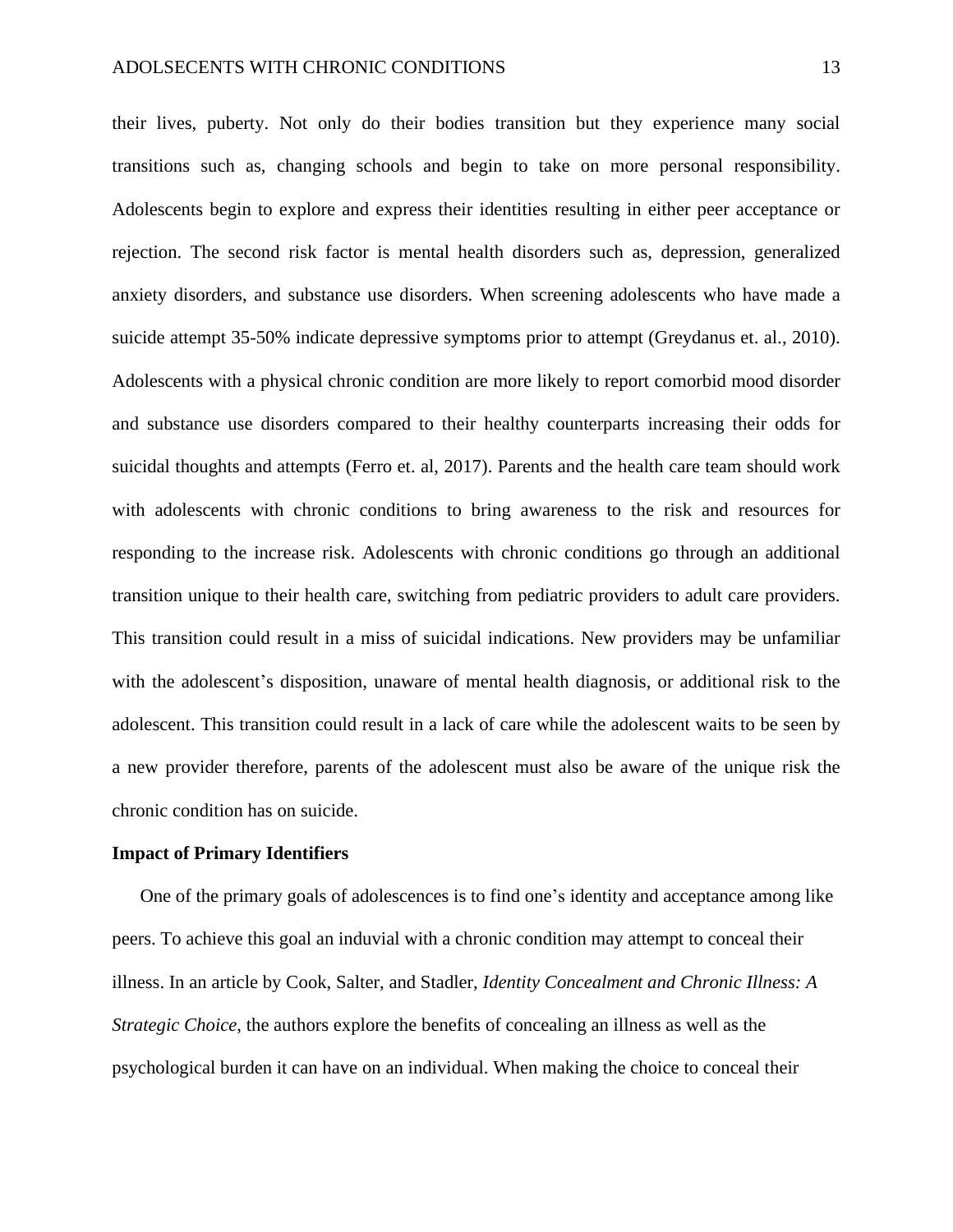their lives, puberty. Not only do their bodies transition but they experience many social transitions such as, changing schools and begin to take on more personal responsibility. Adolescents begin to explore and express their identities resulting in either peer acceptance or rejection. The second risk factor is mental health disorders such as, depression, generalized anxiety disorders, and substance use disorders. When screening adolescents who have made a suicide attempt 35-50% indicate depressive symptoms prior to attempt (Greydanus et. al., 2010). Adolescents with a physical chronic condition are more likely to report comorbid mood disorder and substance use disorders compared to their healthy counterparts increasing their odds for suicidal thoughts and attempts (Ferro et. al, 2017). Parents and the health care team should work with adolescents with chronic conditions to bring awareness to the risk and resources for responding to the increase risk. Adolescents with chronic conditions go through an additional transition unique to their health care, switching from pediatric providers to adult care providers. This transition could result in a miss of suicidal indications. New providers may be unfamiliar with the adolescent's disposition, unaware of mental health diagnosis, or additional risk to the adolescent. This transition could result in a lack of care while the adolescent waits to be seen by a new provider therefore, parents of the adolescent must also be aware of the unique risk the chronic condition has on suicide.

**Impact of Primary Identifiers**

One of the primary goals of adolescences is to find one's identity and acceptance among like peers. To achieve this goal an induvial with a chronic condition may attempt to conceal their illness. In an article by Cook, Salter, and Stadler, *Identity Concealment and Chronic Illness: A Strategic Choice*, the authors explore the benefits of concealing an illness as well as the psychological burden it can have on an individual. When making the choice to conceal their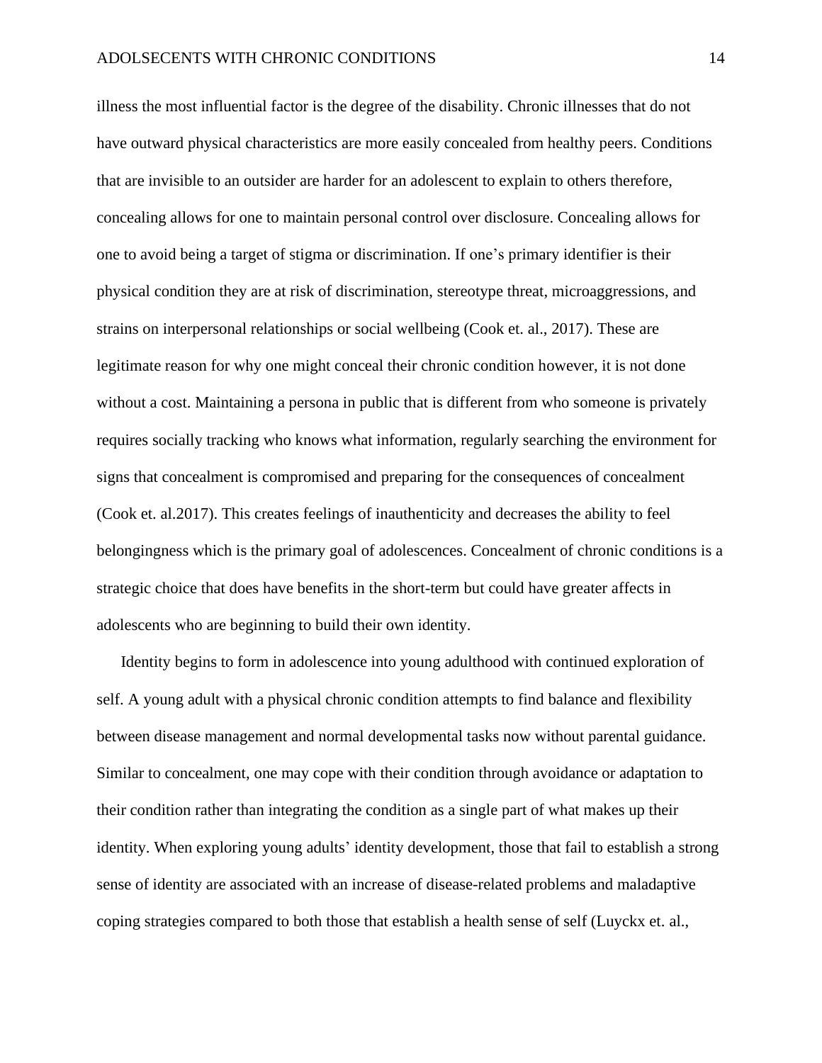illness the most influential factor is the degree of the disability. Chronic illnesses that do not have outward physical characteristics are more easily concealed from healthy peers. Conditions that are invisible to an outsider are harder for an adolescent to explain to others therefore, concealing allows for one to maintain personal control over disclosure. Concealing allows for one to avoid being a target of stigma or discrimination. If one's primary identifier is their physical condition they are at risk of discrimination, stereotype threat, microaggressions, and strains on interpersonal relationships or social wellbeing (Cook et. al., 2017). These are legitimate reason for why one might conceal their chronic condition however, it is not done without a cost. Maintaining a persona in public that is different from who someone is privately requires socially tracking who knows what information, regularly searching the environment for signs that concealment is compromised and preparing for the consequences of concealment (Cook et. al.2017). This creates feelings of inauthenticity and decreases the ability to feel belongingness which is the primary goal of adolescences. Concealment of chronic conditions is a strategic choice that does have benefits in the short-term but could have greater affects in adolescents who are beginning to build their own identity.

Identity begins to form in adolescence into young adulthood with continued exploration of self. A young adult with a physical chronic condition attempts to find balance and flexibility between disease management and normal developmental tasks now without parental guidance. Similar to concealment, one may cope with their condition through avoidance or adaptation to their condition rather than integrating the condition as a single part of what makes up their identity. When exploring young adults' identity development, those that fail to establish a strong sense of identity are associated with an increase of disease-related problems and maladaptive coping strategies compared to both those that establish a health sense of self (Luyckx et. al.,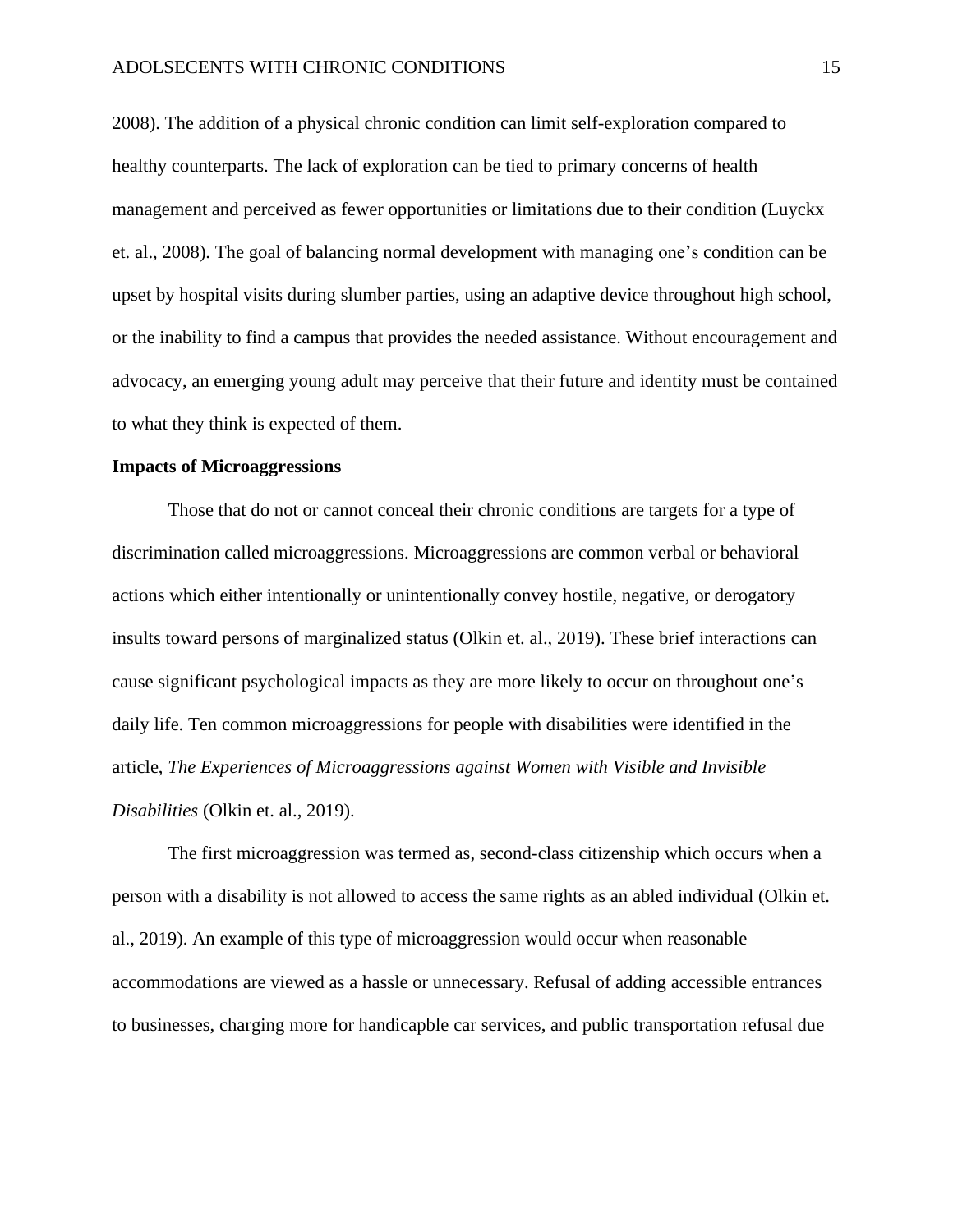2008). The addition of a physical chronic condition can limit self-exploration compared to healthy counterparts. The lack of exploration can be tied to primary concerns of health management and perceived as fewer opportunities or limitations due to their condition (Luyckx et. al., 2008). The goal of balancing normal development with managing one's condition can be upset by hospital visits during slumber parties, using an adaptive device throughout high school, or the inability to find a campus that provides the needed assistance. Without encouragement and advocacy, an emerging young adult may perceive that their future and identity must be contained to what they think is expected of them.

**Impacts of Microaggressions**

Those that do not or cannot conceal their chronic conditions are targets for a type of discrimination called microaggressions. Microaggressions are common verbal or behavioral actions which either intentionally or unintentionally convey hostile, negative, or derogatory insults toward persons of marginalized status (Olkin et. al., 2019). These brief interactions can cause significant psychological impacts as they are more likely to occur on throughout one's daily life. Ten common microaggressions for people with disabilities were identified in the article, *The Experiences of Microaggressions against Women with Visible and Invisible Disabilities* (Olkin et. al., 2019).

The first microaggression was termed as, second-class citizenship which occurs when a person with a disability is not allowed to access the same rights as an abled individual (Olkin et. al., 2019). An example of this type of microaggression would occur when reasonable accommodations are viewed as a hassle or unnecessary. Refusal of adding accessible entrances to businesses, charging more for handicapble car services, and public transportation refusal due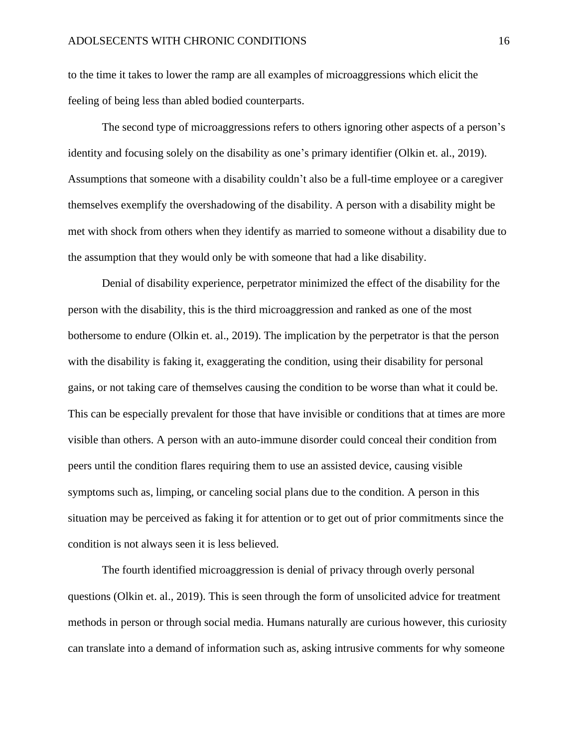to the time it takes to lower the ramp are all examples of microaggressions which elicit the feeling of being less than abled bodied counterparts.

The second type of microaggressions refers to others ignoring other aspects of a person's identity and focusing solely on the disability as one's primary identifier (Olkin et. al., 2019). Assumptions that someone with a disability couldn't also be a full-time employee or a caregiver themselves exemplify the overshadowing of the disability. A person with a disability might be met with shock from others when they identify as married to someone without a disability due to the assumption that they would only be with someone that had a like disability.

Denial of disability experience, perpetrator minimized the effect of the disability for the person with the disability, this is the third microaggression and ranked as one of the most bothersome to endure (Olkin et. al., 2019). The implication by the perpetrator is that the person with the disability is faking it, exaggerating the condition, using their disability for personal gains, or not taking care of themselves causing the condition to be worse than what it could be. This can be especially prevalent for those that have invisible or conditions that at times are more visible than others. A person with an auto-immune disorder could conceal their condition from peers until the condition flares requiring them to use an assisted device, causing visible symptoms such as, limping, or canceling social plans due to the condition. A person in this situation may be perceived as faking it for attention or to get out of prior commitments since the condition is not always seen it is less believed.

The fourth identified microaggression is denial of privacy through overly personal questions (Olkin et. al., 2019). This is seen through the form of unsolicited advice for treatment methods in person or through social media. Humans naturally are curious however, this curiosity can translate into a demand of information such as, asking intrusive comments for why someone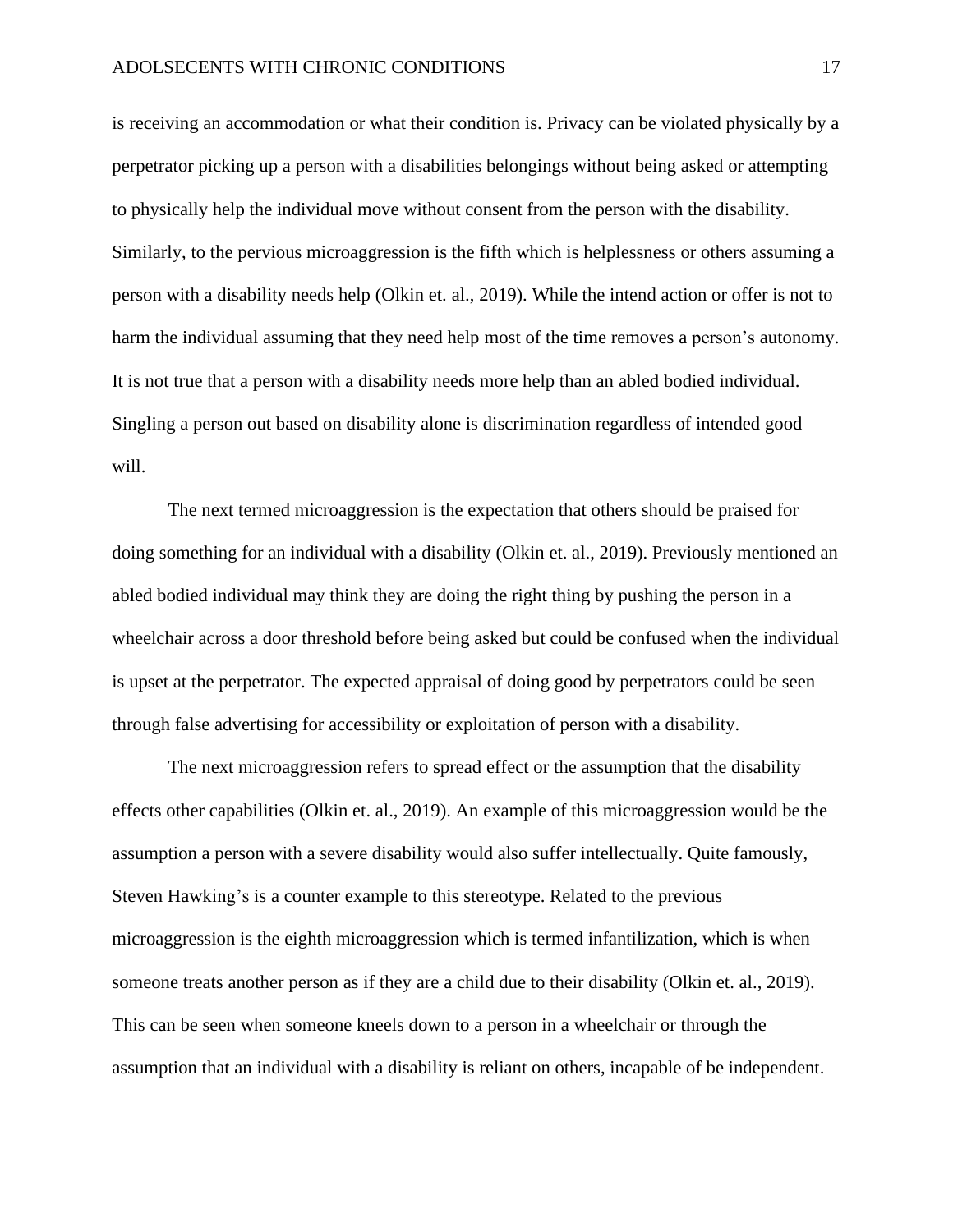is receiving an accommodation or what their condition is. Privacy can be violated physically by a perpetrator picking up a person with a disabilities belongings without being asked or attempting to physically help the individual move without consent from the person with the disability. Similarly, to the pervious microaggression is the fifth which is helplessness or others assuming a person with a disability needs help (Olkin et. al., 2019). While the intend action or offer is not to harm the individual assuming that they need help most of the time removes a person's autonomy. It is not true that a person with a disability needs more help than an abled bodied individual. Singling a person out based on disability alone is discrimination regardless of intended good will.

The next termed microaggression is the expectation that others should be praised for doing something for an individual with a disability (Olkin et. al., 2019). Previously mentioned an abled bodied individual may think they are doing the right thing by pushing the person in a wheelchair across a door threshold before being asked but could be confused when the individual is upset at the perpetrator. The expected appraisal of doing good by perpetrators could be seen through false advertising for accessibility or exploitation of person with a disability.

The next microaggression refers to spread effect or the assumption that the disability effects other capabilities (Olkin et. al., 2019). An example of this microaggression would be the assumption a person with a severe disability would also suffer intellectually. Quite famously, Steven Hawking's is a counter example to this stereotype. Related to the previous microaggression is the eighth microaggression which is termed infantilization, which is when someone treats another person as if they are a child due to their disability (Olkin et. al., 2019). This can be seen when someone kneels down to a person in a wheelchair or through the assumption that an individual with a disability is reliant on others, incapable of be independent.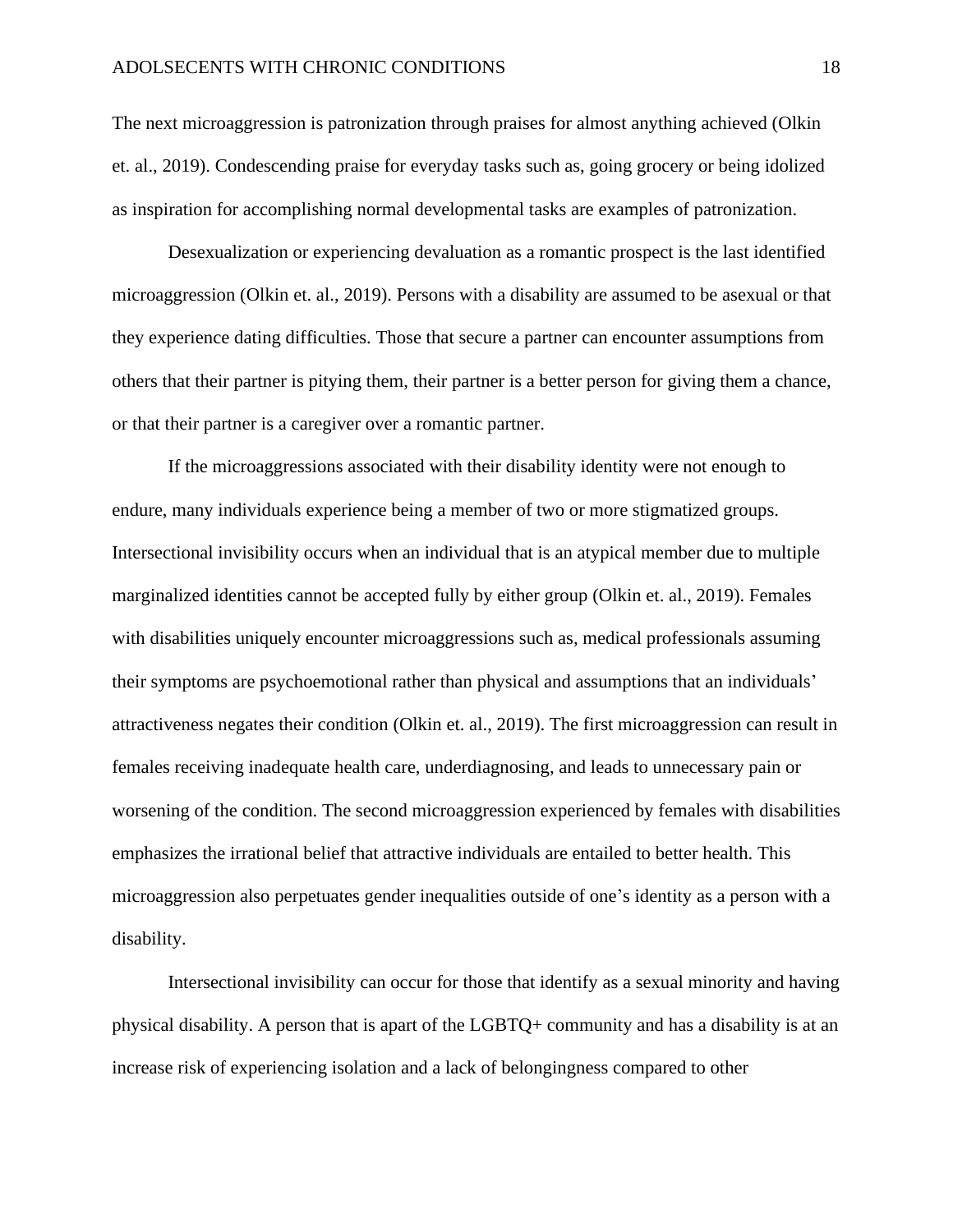The next microaggression is patronization through praises for almost anything achieved (Olkin et. al., 2019). Condescending praise for everyday tasks such as, going grocery or being idolized as inspiration for accomplishing normal developmental tasks are examples of patronization.

Desexualization or experiencing devaluation as a romantic prospect is the last identified microaggression (Olkin et. al., 2019). Persons with a disability are assumed to be asexual or that they experience dating difficulties. Those that secure a partner can encounter assumptions from others that their partner is pitying them, their partner is a better person for giving them a chance, or that their partner is a caregiver over a romantic partner.

If the microaggressions associated with their disability identity were not enough to endure, many individuals experience being a member of two or more stigmatized groups. Intersectional invisibility occurs when an individual that is an atypical member due to multiple marginalized identities cannot be accepted fully by either group (Olkin et. al., 2019). Females with disabilities uniquely encounter microaggressions such as, medical professionals assuming their symptoms are psychoemotional rather than physical and assumptions that an individuals' attractiveness negates their condition (Olkin et. al., 2019). The first microaggression can result in females receiving inadequate health care, underdiagnosing, and leads to unnecessary pain or worsening of the condition. The second microaggression experienced by females with disabilities emphasizes the irrational belief that attractive individuals are entailed to better health. This microaggression also perpetuates gender inequalities outside of one's identity as a person with a disability.

Intersectional invisibility can occur for those that identify as a sexual minority and having physical disability. A person that is apart of the LGBTQ+ community and has a disability is at an increase risk of experiencing isolation and a lack of belongingness compared to other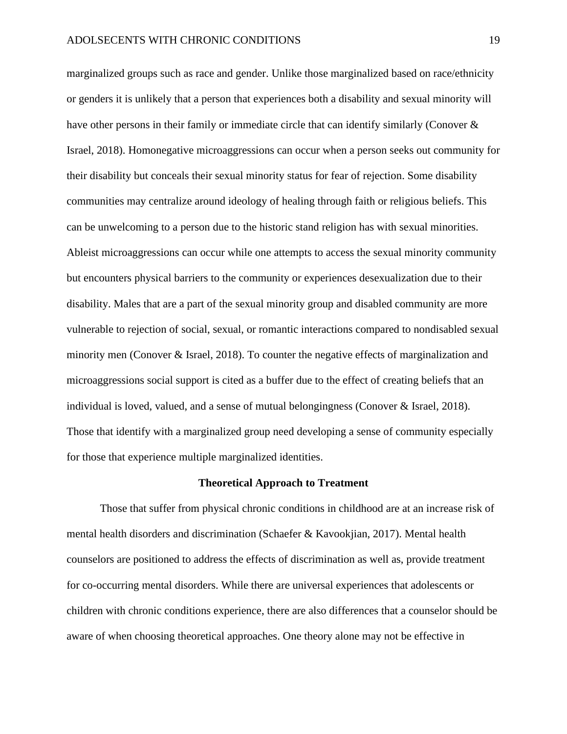marginalized groups such as race and gender. Unlike those marginalized based on race/ethnicity or genders it is unlikely that a person that experiences both a disability and sexual minority will have other persons in their family or immediate circle that can identify similarly (Conover & Israel, 2018). Homonegative microaggressions can occur when a person seeks out community for their disability but conceals their sexual minority status for fear of rejection. Some disability communities may centralize around ideology of healing through faith or religious beliefs. This can be unwelcoming to a person due to the historic stand religion has with sexual minorities. Ableist microaggressions can occur while one attempts to access the sexual minority community but encounters physical barriers to the community or experiences desexualization due to their disability. Males that are a part of the sexual minority group and disabled community are more vulnerable to rejection of social, sexual, or romantic interactions compared to nondisabled sexual minority men (Conover & Israel, 2018). To counter the negative effects of marginalization and microaggressions social support is cited as a buffer due to the effect of creating beliefs that an individual is loved, valued, and a sense of mutual belongingness (Conover & Israel, 2018). Those that identify with a marginalized group need developing a sense of community especially for those that experience multiple marginalized identities.

## Theoretical Approach to Treatment

Those that suffer from physical chronic conditions in childhood are at an increase risk of mental health disorders and discrimination (Schaefer & Kavookjian, 2017). Mental health counselors are positioned to address the effects of discrimination as well as, provide treatment for co-occurring mental disorders. While there are universal experiences that adolescents or children with chronic conditions experience, there are also differences that a counselor should be aware of when choosing theoretical approaches. One theory alone may not be effective in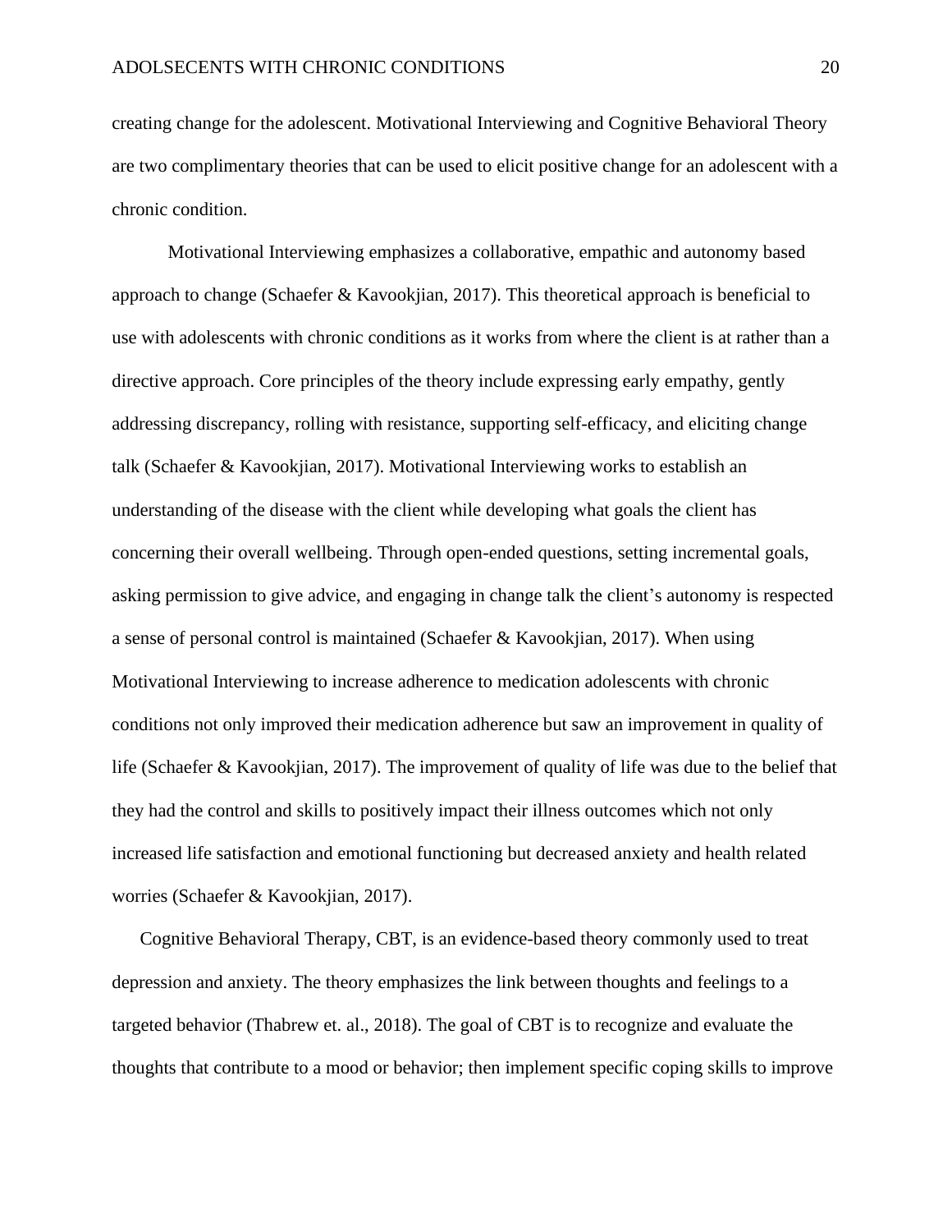creating change for the adolescent. Motivational Interviewing and Cognitive Behavioral Theory are two complimentary theories that can be used to elicit positive change for an adolescent with a chronic condition.

Motivational Interviewing emphasizes a collaborative, empathic and autonomy based approach to change (Schaefer & Kavookjian, 2017). This theoretical approach is beneficial to use with adolescents with chronic conditions as it works from where the client is at rather than a directive approach. Core principles of the theory include expressing early empathy, gently addressing discrepancy, rolling with resistance, supporting self-efficacy, and eliciting change talk (Schaefer & Kavookjian, 2017). Motivational Interviewing works to establish an understanding of the disease with the client while developing what goals the client has concerning their overall wellbeing. Through open-ended questions, setting incremental goals, asking permission to give advice, and engaging in change talk the client's autonomy is respected a sense of personal control is maintained (Schaefer & Kavookjian, 2017). When using Motivational Interviewing to increase adherence to medication adolescents with chronic conditions not only improved their medication adherence but saw an improvement in quality of life (Schaefer & Kavookjian, 2017). The improvement of quality of life was due to the belief that they had the control and skills to positively impact their illness outcomes which not only increased life satisfaction and emotional functioning but decreased anxiety and health related worries (Schaefer & Kavookjian, 2017).

Cognitive Behavioral Therapy, CBT, is an evidence-based theory commonly used to treat depression and anxiety. The theory emphasizes the link between thoughts and feelings to a targeted behavior (Thabrew et. al., 2018). The goal of CBT is to recognize and evaluate the thoughts that contribute to a mood or behavior; then implement specific coping skills to improve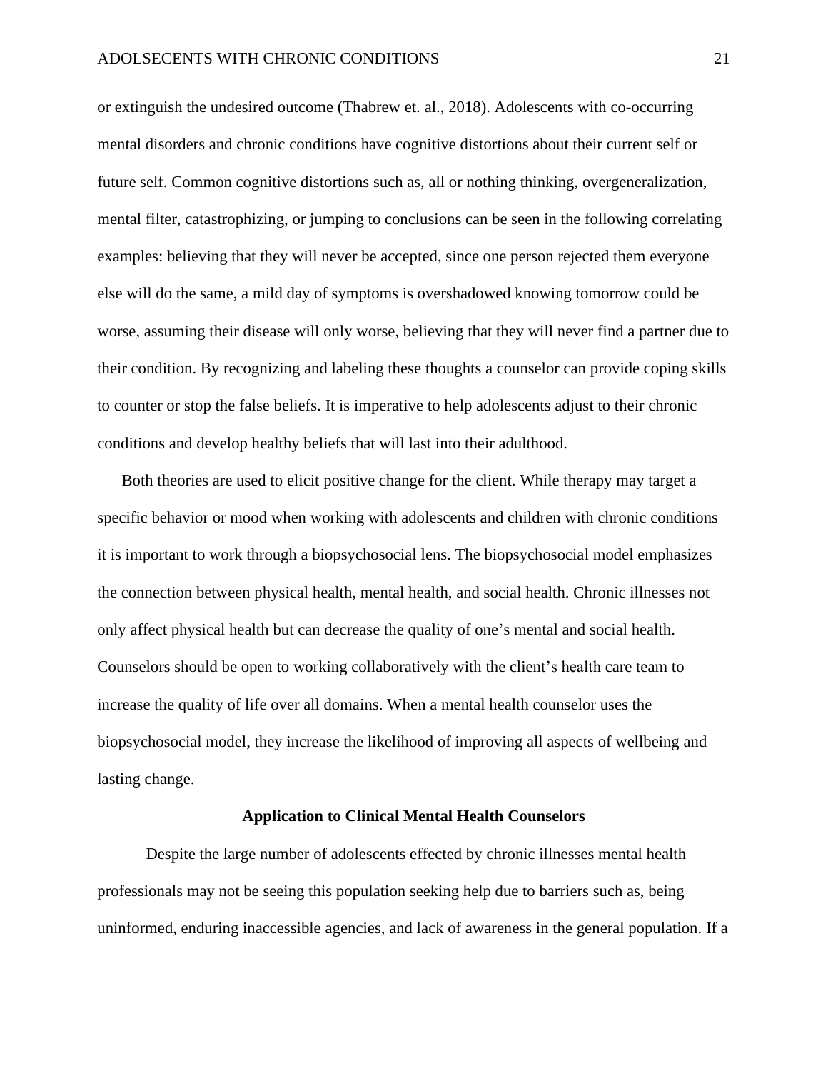or extinguish the undesired outcome (Thabrew et. al., 2018). Adolescents with co-occurring mental disorders and chronic conditions have cognitive distortions about their current self or future self. Common cognitive distortions such as, all or nothing thinking, overgeneralization, mental filter, catastrophizing, or jumping to conclusions can be seen in the following correlating examples: believing that they will never be accepted, since one person rejected them everyone else will do the same, a mild day of symptoms is overshadowed knowing tomorrow could be worse, assuming their disease will only worse, believing that they will never find a partner due to their condition. By recognizing and labeling these thoughts a counselor can provide coping skills to counter or stop the false beliefs. It is imperative to help adolescents adjust to their chronic conditions and develop healthy beliefs that will last into their adulthood.

Both theories are used to elicit positive change for the client. While therapy may target a specific behavior or mood when working with adolescents and children with chronic conditions it is important to work through a biopsychosocial lens. The biopsychosocial model emphasizes the connection between physical health, mental health, and social health. Chronic illnesses not only affect physical health but can decrease the quality of one's mental and social health. Counselors should be open to working collaboratively with the client's health care team to increase the quality of life over all domains. When a mental health counselor uses the biopsychosocial model, they increase the likelihood of improving all aspects of wellbeing and lasting change.

## Application to Clinical Mental Health Counselors

Despite the large number of adolescents effected by chronic illnesses mental health professionals may not be seeing this population seeking help due to barriers such as, being uninformed, enduring inaccessible agencies, and lack of awareness in the general population. If a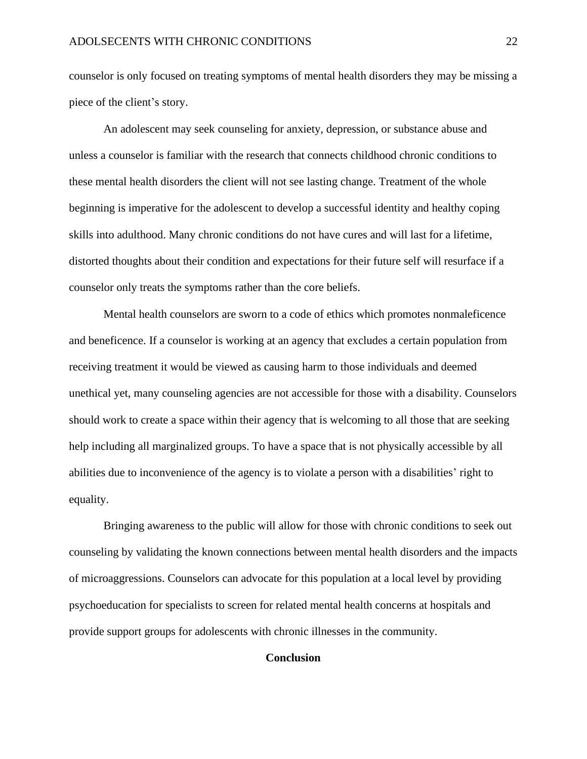counselor is only focused on treating symptoms of mental health disorders they may be missing a piece of the client's story.

An adolescent may seek counseling for anxiety, depression, or substance abuse and unless a counselor is familiar with the research that connects childhood chronic conditions to these mental health disorders the client will not see lasting change. Treatment of the whole beginning is imperative for the adolescent to develop a successful identity and healthy coping skills into adulthood. Many chronic conditions do not have cures and will last for a lifetime, distorted thoughts about their condition and expectations for their future self will resurface if a counselor only treats the symptoms rather than the core beliefs.

Mental health counselors are sworn to a code of ethics which promotes nonmaleficence and beneficence. If a counselor is working at an agency that excludes a certain population from receiving treatment it would be viewed as causing harm to those individuals and deemed unethical yet, many counseling agencies are not accessible for those with a disability. Counselors should work to create a space within their agency that is welcoming to all those that are seeking help including all marginalized groups. To have a space that is not physically accessible by all abilities due to inconvenience of the agency is to violate a person with a disabilities' right to equality.

Bringing awareness to the public will allow for those with chronic conditions to seek out counseling by validating the known connections between mental health disorders and the impacts of microaggressions. Counselors can advocate for this population at a local level by providing psychoeducation for specialists to screen for related mental health concerns at hospitals and provide support groups for adolescents with chronic illnesses in the community.

## Conclusion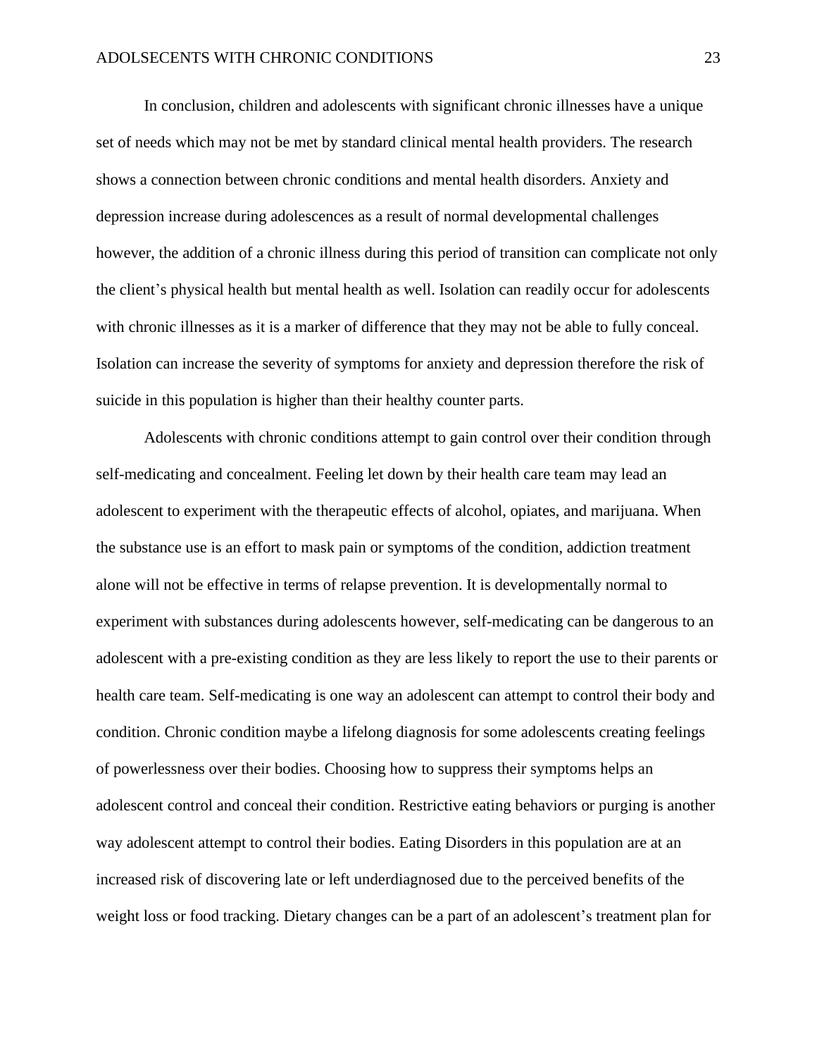In conclusion, children and adolescents with significant chronic illnesses have a unique set of needs which may not be met by standard clinical mental health providers. The research shows a connection between chronic conditions and mental health disorders. Anxiety and depression increase during adolescences as a result of normal developmental challenges however, the addition of a chronic illness during this period of transition can complicate not only the client's physical health but mental health as well. Isolation can readily occur for adolescents with chronic illnesses as it is a marker of difference that they may not be able to fully conceal. Isolation can increase the severity of symptoms for anxiety and depression therefore the risk of suicide in this population is higher than their healthy counter parts.

Adolescents with chronic conditions attempt to gain control over their condition through self-medicating and concealment. Feeling let down by their health care team may lead an adolescent to experiment with the therapeutic effects of alcohol, opiates, and marijuana. When the substance use is an effort to mask pain or symptoms of the condition, addiction treatment alone will not be effective in terms of relapse prevention. It is developmentally normal to experiment with substances during adolescents however, self-medicating can be dangerous to an adolescent with a pre-existing condition as they are less likely to report the use to their parents or health care team. Self-medicating is one way an adolescent can attempt to control their body and condition. Chronic condition maybe a lifelong diagnosis for some adolescents creating feelings of powerlessness over their bodies. Choosing how to suppress their symptoms helps an adolescent control and conceal their condition. Restrictive eating behaviors or purging is another way adolescent attempt to control their bodies. Eating Disorders in this population are at an increased risk of discovering late or left underdiagnosed due to the perceived benefits of the weight loss or food tracking. Dietary changes can be a part of an adolescent's treatment plan for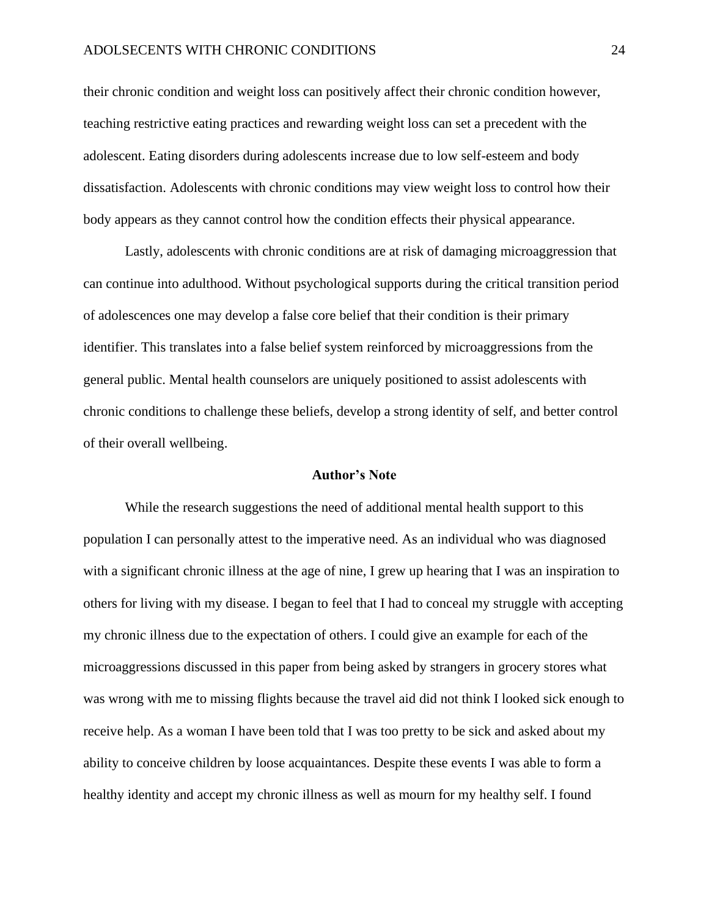their chronic condition and weight loss can positively affect their chronic condition however, teaching restrictive eating practices and rewarding weight loss can set a precedent with the adolescent. Eating disorders during adolescents increase due to low self-esteem and body dissatisfaction. Adolescents with chronic conditions may view weight loss to control how their body appears as they cannot control how the condition effects their physical appearance.

Lastly, adolescents with chronic conditions are at risk of damaging microaggression that can continue into adulthood. Without psychological supports during the critical transition period of adolescences one may develop a false core belief that their condition is their primary identifier. This translates into a false belief system reinforced by microaggressions from the general public. Mental health counselors are uniquely positioned to assist adolescents with chronic conditions to challenge these beliefs, develop a strong identity of self, and better control of their overall wellbeing.

## Author's Note

While the research suggestions the need of additional mental health support to this population I can personally attest to the imperative need. As an individual who was diagnosed with a significant chronic illness at the age of nine, I grew up hearing that I was an inspiration to others for living with my disease. I began to feel that I had to conceal my struggle with accepting my chronic illness due to the expectation of others. I could give an example for each of the microaggressions discussed in this paper from being asked by strangers in grocery stores what was wrong with me to missing flights because the travel aid did not think I looked sick enough to receive help. As a woman I have been told that I was too pretty to be sick and asked about my ability to conceive children by loose acquaintances. Despite these events I was able to form a healthy identity and accept my chronic illness as well as mourn for my healthy self. I found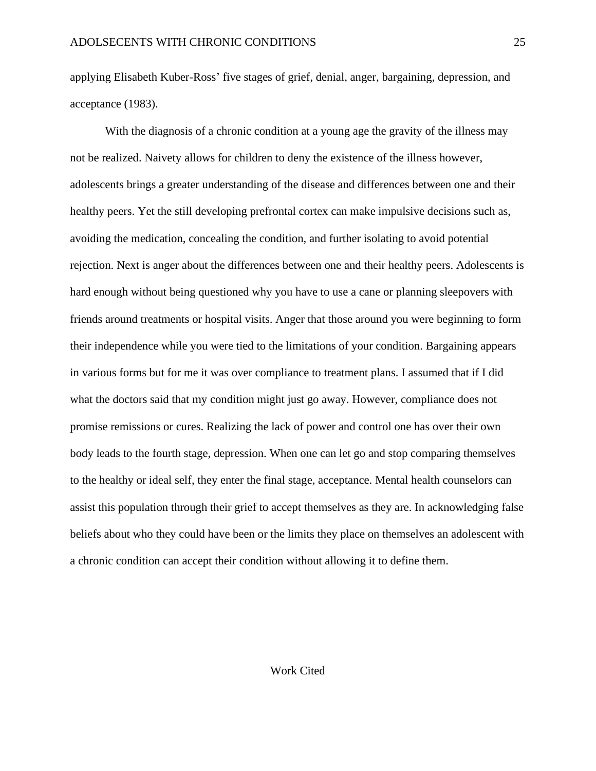applying Elisabeth Kuber-Ross' five stages of grief, denial, anger, bargaining, depression, and acceptance (1983).

With the diagnosis of a chronic condition at a young age the gravity of the illness may not be realized. Naivety allows for children to deny the existence of the illness however, adolescents brings a greater understanding of the disease and differences between one and their healthy peers. Yet the still developing prefrontal cortex can make impulsive decisions such as, avoiding the medication, concealing the condition, and further isolating to avoid potential rejection. Next is anger about the differences between one and their healthy peers. Adolescents is hard enough without being questioned why you have to use a cane or planning sleepovers with friends around treatments or hospital visits. Anger that those around you were beginning to form their independence while you were tied to the limitations of your condition. Bargaining appears in various forms but for me it was over compliance to treatment plans. I assumed that if I did what the doctors said that my condition might just go away. However, compliance does not promise remissions or cures. Realizing the lack of power and control one has over their own body leads to the fourth stage, depression. When one can let go and stop comparing themselves to the healthy or ideal self, they enter the final stage, acceptance. Mental health counselors can assist this population through their grief to accept themselves as they are. In acknowledging false beliefs about who they could have been or the limits they place on themselves an adolescent with a chronic condition can accept their condition without allowing it to define them.

# Work Cited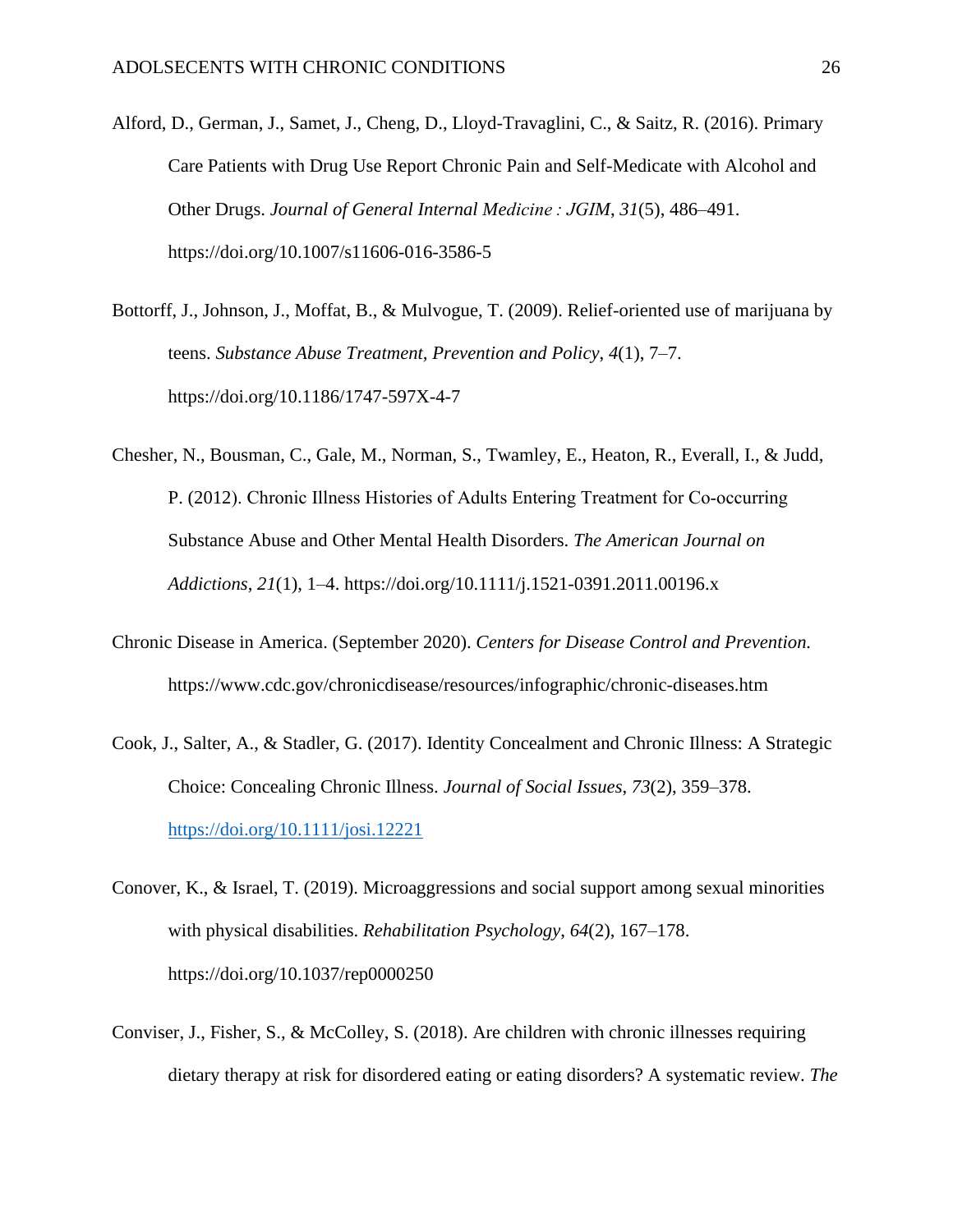Alford, D., German, J., Samet, J., Cheng, D., Lloyd-Travaglini, C., & Saitz, R. (2016). Primary Care Patients with Drug Use Report Chronic Pain and Self-Medicate with Alcohol and Other Drugs. *Journal of General Internal Medicine : JGIM*, *31*(5), 486–491. https://doi.org/10.1007/s11606-016-3586-5

Bottorff, J., Johnson, J., Moffat, B., & Mulvogue, T. (2009). Relief-oriented use of marijuana by teens. *Substance Abuse Treatment, Prevention and Policy*, *4*(1), 7–7. https://doi.org/10.1186/1747-597X-4-7

Chesher, N., Bousman, C., Gale, M., Norman, S., Twamley, E., Heaton, R., Everall, I., & Judd, P. (2012). Chronic Illness Histories of Adults Entering Treatment for Co-occurring Substance Abuse and Other Mental Health Disorders. *The American Journal on Addictions*, *21*(1), 1–4. https://doi.org/10.1111/j.1521-0391.2011.00196.x

Chronic Disease in America. (September 2020). *Centers for Disease Control and Prevention.* https://www.cdc.gov/chronicdisease/resources/infographic/chronic-diseases.htm

Cook, J., Salter, A., & Stadler, G. (2017). Identity Concealment and Chronic Illness: A Strategic Choice: Concealing Chronic Illness. *Journal of Social Issues*, *73*(2), 359–378. https://doi.org/10.1111/josi.12221

Conover, K., & Israel, T. (2019). Microaggressions and social support among sexual minorities with physical disabilities. *Rehabilitation Psychology*, *64*(2), 167–178. https://doi.org/10.1037/rep0000250

Conviser, J., Fisher, S., & McColley, S. (2018). Are children with chronic illnesses requiring dietary therapy at risk for disordered eating or eating disorders? A systematic review. *The*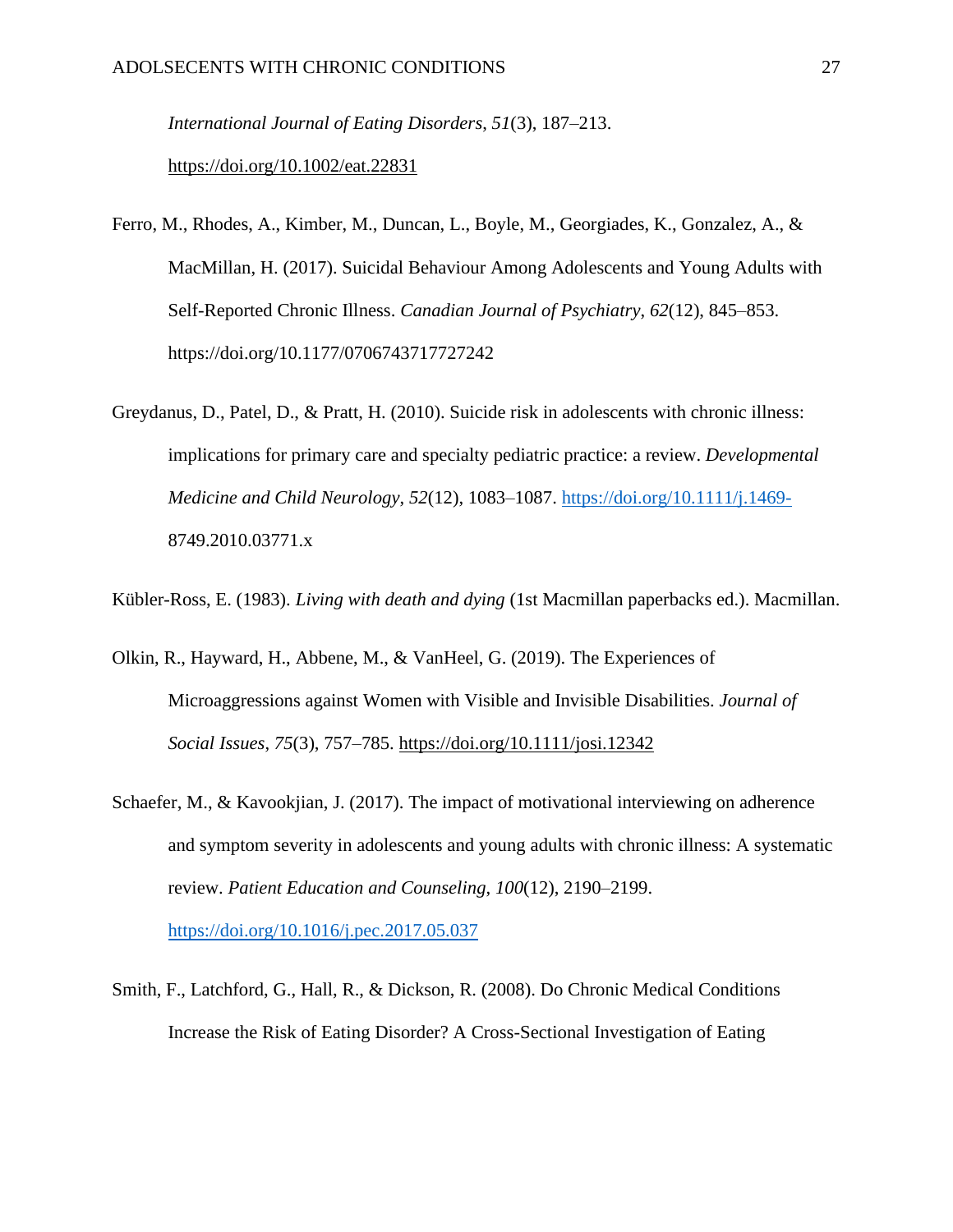*International Journal of Eating Disorders*, *51*(3), 187–213. https://doi.org/10.1002/eat.22831

Ferro, M., Rhodes, A., Kimber, M., Duncan, L., Boyle, M., Georgiades, K., Gonzalez, A., & MacMillan, H. (2017). Suicidal Behaviour Among Adolescents and Young Adults with Self-Reported Chronic Illness. *Canadian Journal of Psychiatry*, *62*(12), 845–853. https://doi.org/10.1177/0706743717727242

Greydanus, D., Patel, D., & Pratt, H. (2010). Suicide risk in adolescents with chronic illness: implications for primary care and specialty pediatric practice: a review. *Developmental Medicine and Child Neurology*, *52*(12), 1083–1087. https://doi.org/10.1111/j.1469-8749.2010.03771.x

Kübler-Ross, E. (1983). *Living with death and dying* (1st Macmillan paperbacks ed.). Macmillan.

Olkin, R., Hayward, H., Abbene, M., & VanHeel, G. (2019). The Experiences of Microaggressions against Women with Visible and Invisible Disabilities. *Journal of Social Issues*, *75*(3), 757–785. https://doi.org/10.1111/josi.12342

Schaefer, M., & Kavookjian, J. (2017). The impact of motivational interviewing on adherence and symptom severity in adolescents and young adults with chronic illness: A systematic review. *Patient Education and Counseling*, *100*(12), 2190–2199. https://doi.org/10.1016/j.pec.2017.05.037

Smith, F., Latchford, G., Hall, R., & Dickson, R. (2008). Do Chronic Medical Conditions Increase the Risk of Eating Disorder? A Cross-Sectional Investigation of Eating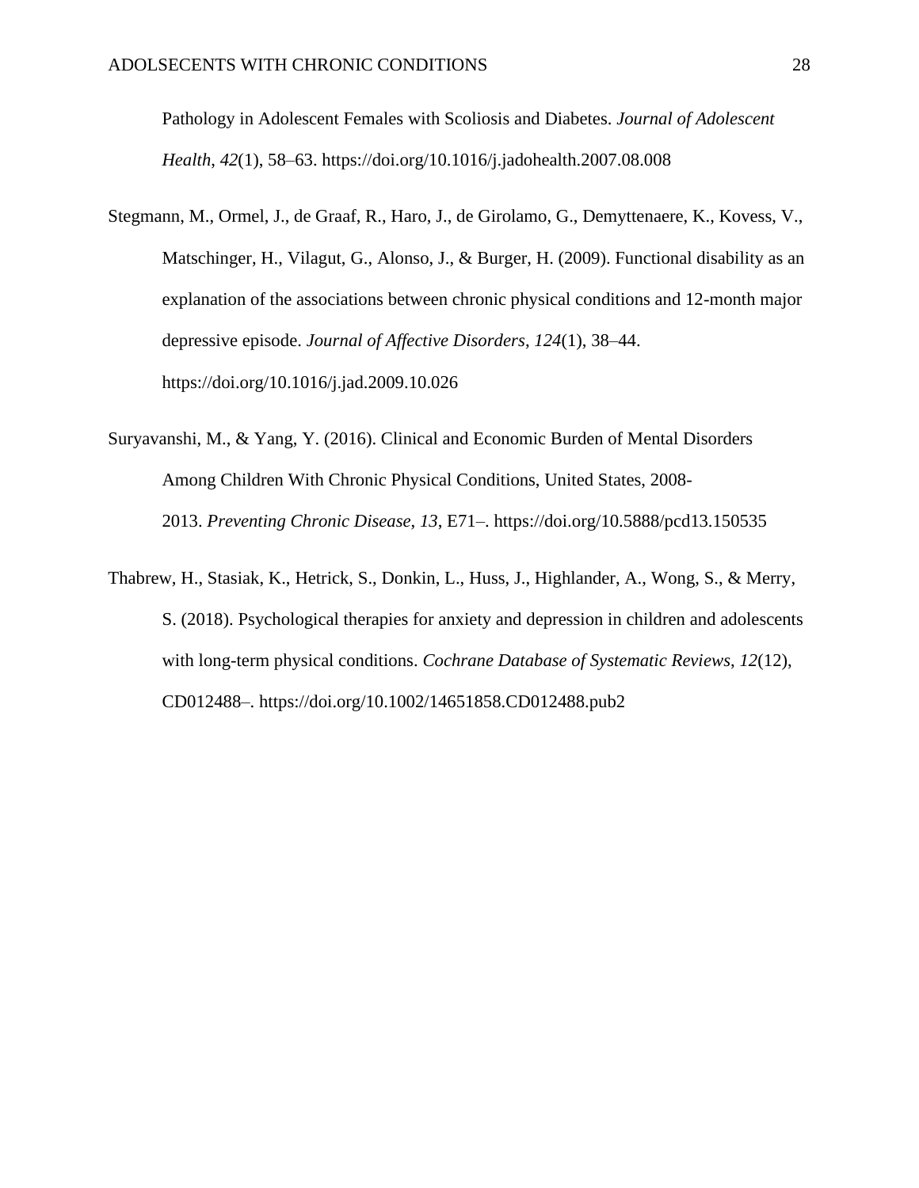Pathology in Adolescent Females with Scoliosis and Diabetes. *Journal of Adolescent Health*, *42*(1), 58–63. https://doi.org/10.1016/j.jadohealth.2007.08.008

Stegmann, M., Ormel, J., de Graaf, R., Haro, J., de Girolamo, G., Demyttenaere, K., Kovess, V., Matschinger, H., Vilagut, G., Alonso, J., & Burger, H. (2009). Functional disability as an explanation of the associations between chronic physical conditions and 12-month major depressive episode. *Journal of Affective Disorders*, *124*(1), 38–44. https://doi.org/10.1016/j.jad.2009.10.026

Suryavanshi, M., & Yang, Y. (2016). Clinical and Economic Burden of Mental Disorders Among Children With Chronic Physical Conditions, United States, 2008-2013. *Preventing Chronic Disease*, *13*, E71–. https://doi.org/10.5888/pcd13.150535

Thabrew, H., Stasiak, K., Hetrick, S., Donkin, L., Huss, J., Highlander, A., Wong, S., & Merry, S. (2018). Psychological therapies for anxiety and depression in children and adolescents with long-term physical conditions. *Cochrane Database of Systematic Reviews*, *12*(12), CD012488–. https://doi.org/10.1002/14651858.CD012488.pub2